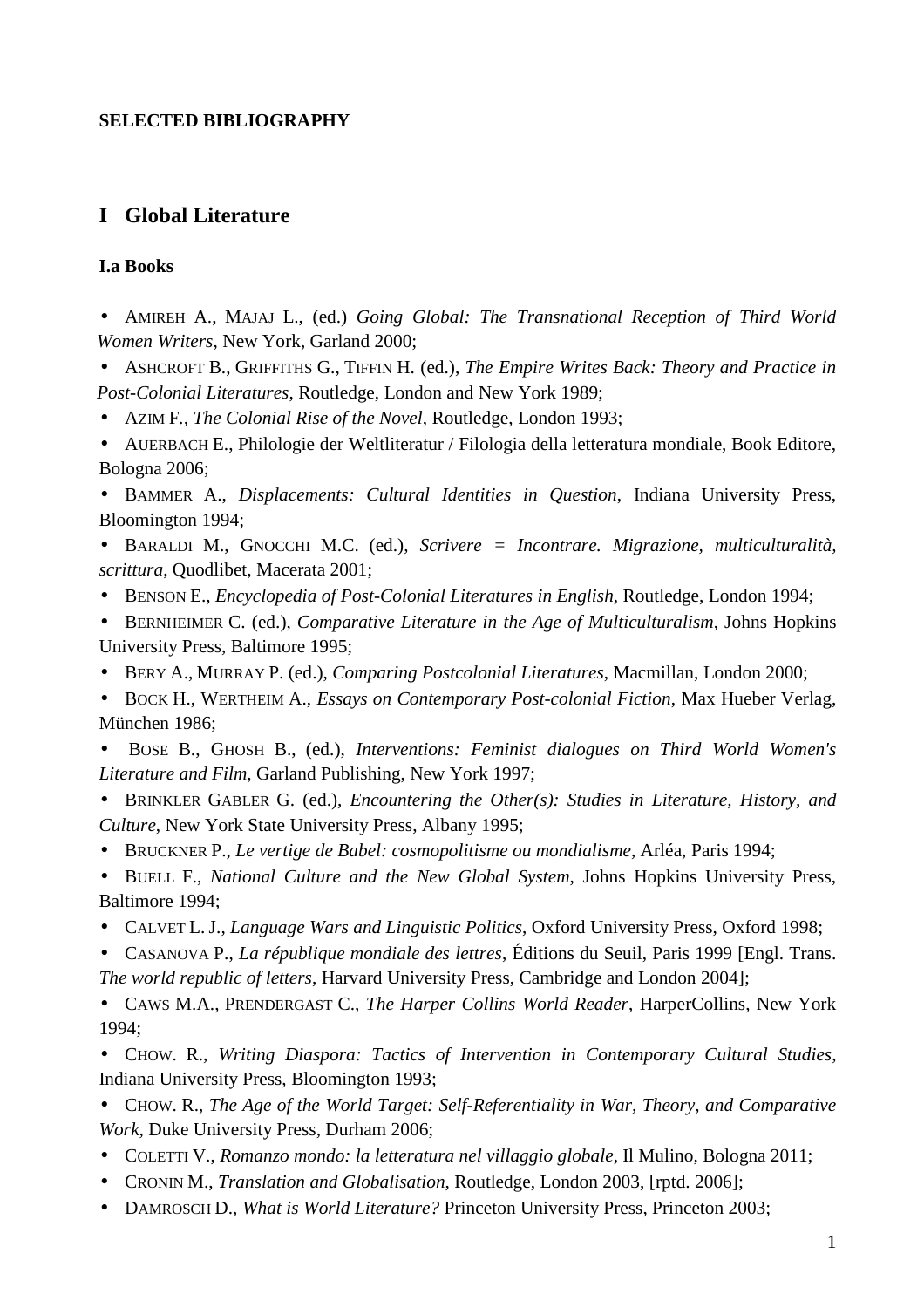**SELECTED BIBLIOGRAPHY**

# I Global Literature

### I.a Books

- AMIREH A., MAJAJ L., (ed.) *Going Global: The Transnational Reception of Third World Women Writers*, New York, Garland 2000;
- ASHCROFT B., GRIFFITHS G., TIFFIN H. (ed.), *The Empire Writes Back: Theory and Practice in Post-Colonial Literatures*, Routledge, London and New York 1989;
- AZIM F., *The Colonial Rise of the Novel*, Routledge, London 1993;
- AUERBACH E., Philologie der Weltliteratur / Filologia della letteratura mondiale, Book Editore, Bologna 2006;
- BAMMER A., *Displacements: Cultural Identities in Question*, Indiana University Press, Bloomington 1994;
- BARALDI M., GNOCCHI M.C. (ed.), *Scrivere = Incontrare. Migrazione, multiculturalità, scrittura*, Quodlibet, Macerata 2001;
- BENSON E., *Encyclopedia of Post-Colonial Literatures in English*, Routledge, London 1994;
- BERNHEIMER C. (ed.), *Comparative Literature in the Age of Multiculturalism*, Johns Hopkins University Press, Baltimore 1995;
- BERY A., MURRAY P. (ed.), *Comparing Postcolonial Literatures*, Macmillan, London 2000;
- BOCK H., WERTHEIM A., *Essays on Contemporary Post-colonial Fiction*, Max Hueber Verlag, München 1986;
- BOSE B., GHOSH B., (ed.), *Interventions: Feminist dialogues on Third World Women's Literature and Film*, Garland Publishing, New York 1997;
- BRINKLER GABLER G. (ed.), *Encountering the Other(s): Studies in Literature, History, and Culture*, New York State University Press, Albany 1995;
- BRUCKNER P., *Le vertige de Babel: cosmopolitisme ou mondialisme*, Arléa, Paris 1994;
- BUELL F., *National Culture and the New Global System*, Johns Hopkins University Press, Baltimore 1994;
- CALVET L. J., *Language Wars and Linguistic Politics*, Oxford University Press, Oxford 1998;
- CASANOVA P., *La république mondiale des lettres*, Éditions du Seuil, Paris 1999 [Engl. Trans. *The world republic of letters*, Harvard University Press, Cambridge and London 2004];
- CAWS M.A., PRENDERGAST C., *The Harper Collins World Reader*, HarperCollins, New York 1994;
- CHOW. R., *Writing Diaspora: Tactics of Intervention in Contemporary Cultural Studies*, Indiana University Press, Bloomington 1993;
- CHOW. R., *The Age of the World Target: Self-Referentiality in War, Theory, and Comparative Work*, Duke University Press, Durham 2006;
- COLETTI V., *Romanzo mondo: la letteratura nel villaggio globale*, Il Mulino, Bologna 2011;
- CRONIN M., *Translation and Globalisation*, Routledge, London 2003, [rptd. 2006];
- DAMROSCH D., *What is World Literature?* Princeton University Press, Princeton 2003;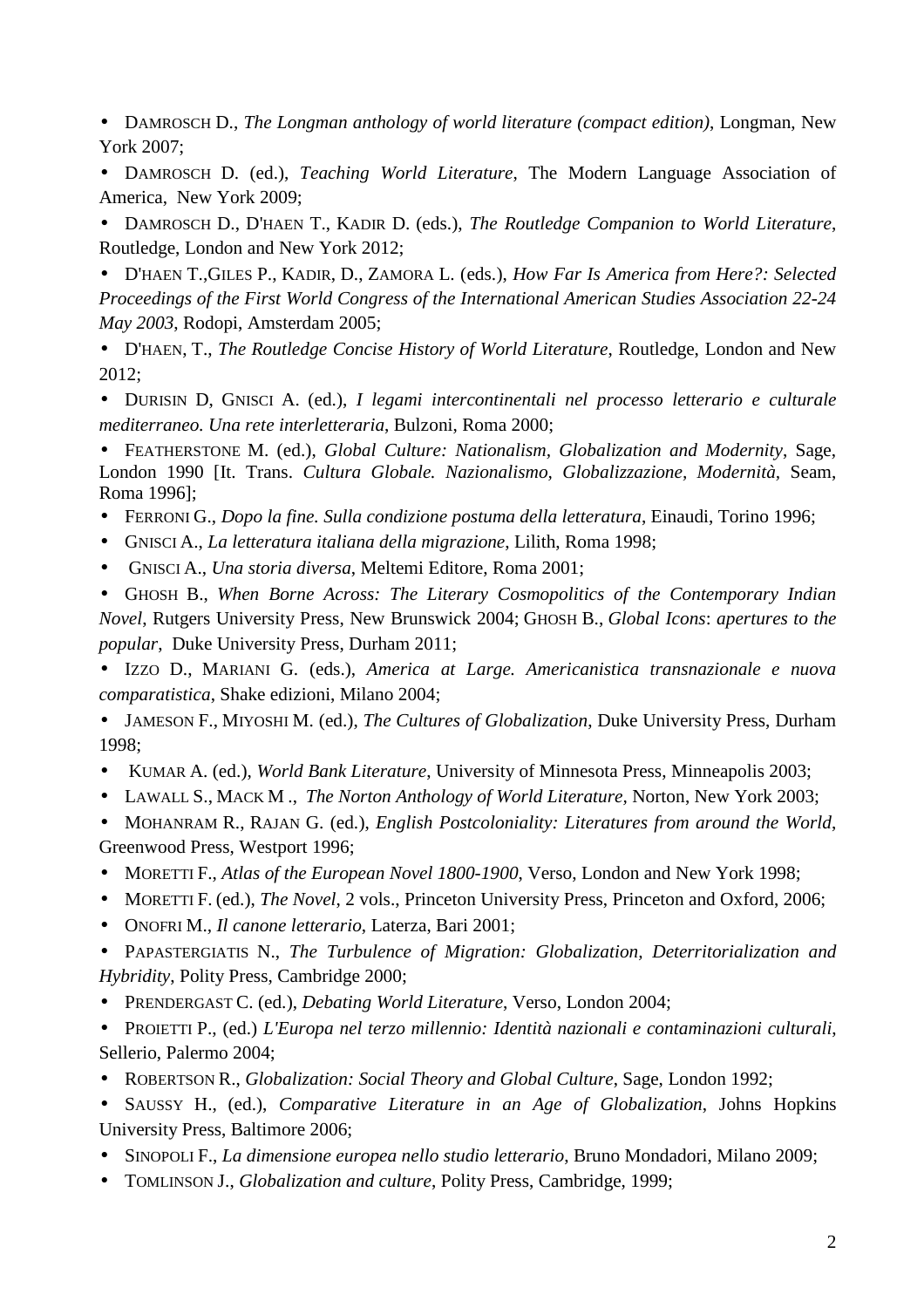- DAMROSCH D., *The Longman anthology of world literature (compact edition)*, Longman, New York 2007;
- DAMROSCH D. (ed.), *Teaching World Literature*, The Modern Language Association of America, New York 2009;
- DAMROSCH D., D'HAEN T., KADIR D. (eds.), *The Routledge Companion to World Literature*, Routledge, London and New York 2012;
- D'HAEN T.,GILES P., KADIR, D., ZAMORA L. (eds.), *How Far Is America from Here?: Selected Proceedings of the First World Congress of the International American Studies Association 22-24 May 2003*, Rodopi, Amsterdam 2005;
- D'HAEN, T., *The Routledge Concise History of World Literature*, Routledge, London and New 2012;
- DURISIN D, GNISCI A. (ed.), *I legami intercontinentali nel processo letterario e culturale mediterraneo. Una rete interletteraria*, Bulzoni, Roma 2000;
- FEATHERSTONE M. (ed.), *Global Culture: Nationalism, Globalization and Modernity*, Sage, London 1990 [It. Trans. *Cultura Globale. Nazionalismo, Globalizzazione, Modernità*, Seam, Roma 1996];
- FERRONI G., *Dopo la fine. Sulla condizione postuma della letteratura*, Einaudi, Torino 1996;
- GNISCI A., *La letteratura italiana della migrazione*, Lilith, Roma 1998;
- GNISCI A., *Una storia diversa*, Meltemi Editore, Roma 2001;
- GHOSH B., *When Borne Across: The Literary Cosmopolitics of the Contemporary Indian Novel*, Rutgers University Press, New Brunswick 2004; GHOSH B., *Global Icons*: *apertures to the popular*, Duke University Press, Durham 2011;
- IZZO D., MARIANI G. (eds.), *America at Large. Americanistica transnazionale e nuova comparatistica*, Shake edizioni, Milano 2004;
- JAMESON F., MIYOSHI M. (ed.), *The Cultures of Globalization*, Duke University Press, Durham 1998;
- KUMAR A. (ed.), *World Bank Literature*, University of Minnesota Press, Minneapolis 2003;
- LAWALL S., MACK M ., *The Norton Anthology of World Literature*, Norton, New York 2003;
- MOHANRAM R., RAJAN G. (ed.), *English Postcoloniality: Literatures from around the World*, Greenwood Press, Westport 1996;
- MORETTI F., *Atlas of the European Novel 1800-1900*, Verso, London and New York 1998;
- MORETTI F. (ed.), *The Novel*, 2 vols., Princeton University Press, Princeton and Oxford, 2006;
- ONOFRI M., *Il canone letterario*, Laterza, Bari 2001;
- PAPASTERGIATIS N., *The Turbulence of Migration: Globalization, Deterritorialization and Hybridity*, Polity Press, Cambridge 2000;
- PRENDERGAST C. (ed.), *Debating World Literature*, Verso, London 2004;
- PROIETTI P., (ed.) *L'Europa nel terzo millennio: Identità nazionali e contaminazioni culturali*, Sellerio, Palermo 2004;
- ROBERTSON R., *Globalization: Social Theory and Global Culture*, Sage, London 1992;
- SAUSSY H., (ed.), *Comparative Literature in an Age of Globalization*, Johns Hopkins University Press, Baltimore 2006;
- SINOPOLI F., *La dimensione europea nello studio letterario*, Bruno Mondadori, Milano 2009;
- TOMLINSON J., *Globalization and culture*, Polity Press, Cambridge, 1999;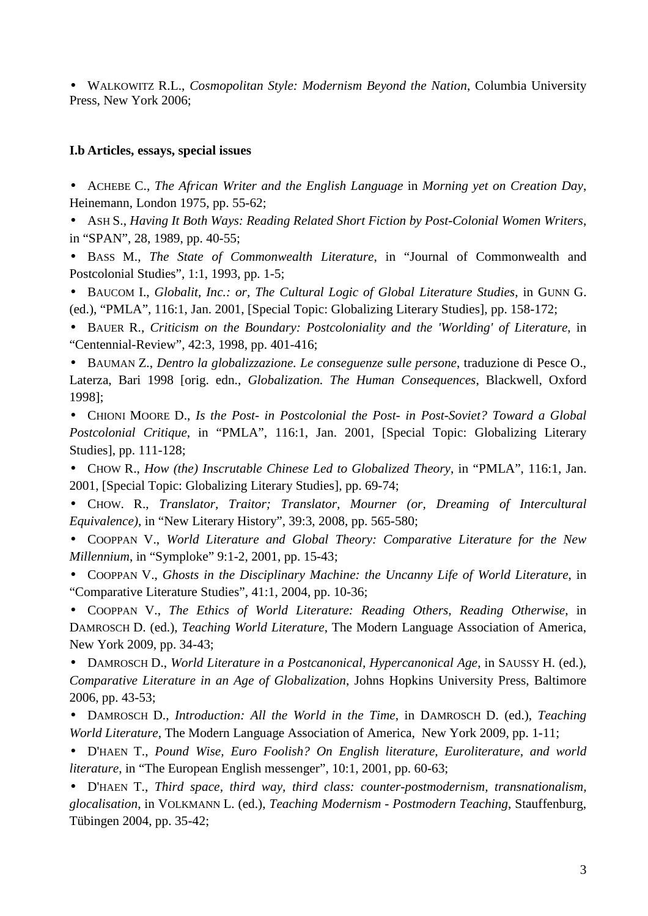- WALKOWITZ R.L., *Cosmopolitan Style: Modernism Beyond the Nation*, Columbia University Press, New York 2006;

**I.b Articles, essays, special issues**

- ACHEBE C., *The African Writer and the English Language* in *Morning yet on Creation Day*, Heinemann, London 1975, pp. 55-62;
- ASH S., *Having It Both Ways: Reading Related Short Fiction by Post-Colonial Women Writers*, in "SPAN", 28, 1989, pp. 40-55;
- BASS M., *The State of Commonwealth Literature*, in "Journal of Commonwealth and Postcolonial Studies", 1:1, 1993, pp. 1-5;
- BAUCOM I., *Globalit, Inc.: or, The Cultural Logic of Global Literature Studies*, in GUNN G. (ed.), "PMLA", 116:1, Jan. 2001, [Special Topic: Globalizing Literary Studies], pp. 158-172;
- BAUER R., *Criticism on the Boundary: Postcoloniality and the 'Worlding' of Literature*, in "Centennial-Review", 42:3, 1998, pp. 401-416;
- BAUMAN Z., *Dentro la globalizzazione. Le conseguenze sulle persone*, traduzione di Pesce O., Laterza, Bari 1998 [orig. edn., *Globalization. The Human Consequences*, Blackwell, Oxford 1998];
- CHIONI MOORE D., *Is the Post- in Postcolonial the Post- in Post-Soviet? Toward a Global Postcolonial Critique*, in "PMLA", 116:1, Jan. 2001, [Special Topic: Globalizing Literary Studies], pp. 111-128;
- CHOW R., *How (the) Inscrutable Chinese Led to Globalized Theory*, in "PMLA", 116:1, Jan. 2001, [Special Topic: Globalizing Literary Studies], pp. 69-74;
- CHOW. R., *Translator, Traitor; Translator, Mourner (or, Dreaming of Intercultural Equivalence)*, in "New Literary History", 39:3, 2008, pp. 565-580;
- COOPPAN V., *World Literature and Global Theory: Comparative Literature for the New Millennium*, in "Symploke" 9:1-2, 2001, pp. 15-43;
- COOPPAN V., *Ghosts in the Disciplinary Machine: the Uncanny Life of World Literature*, in "Comparative Literature Studies", 41:1, 2004, pp. 10-36;
- COOPPAN V., *The Ethics of World Literature: Reading Others, Reading Otherwise*, in DAMROSCH D. (ed.), *Teaching World Literature*, The Modern Language Association of America, New York 2009, pp. 34-43;
- DAMROSCH D., *World Literature in a Postcanonical, Hypercanonical Age*, in SAUSSY H. (ed.), *Comparative Literature in an Age of Globalization*, Johns Hopkins University Press, Baltimore 2006, pp. 43-53;
- DAMROSCH D., *Introduction: All the World in the Time*, in DAMROSCH D. (ed.), *Teaching World Literature*, The Modern Language Association of America, New York 2009, pp. 1-11;
- D'HAEN T., *Pound Wise, Euro Foolish? On English literature, Euroliterature, and world literature*, in "The European English messenger", 10:1, 2001, pp. 60-63;
- D'HAEN T., *Third space, third way, third class: counter-postmodernism, transnationalism, glocalisation*, in VOLKMANN L. (ed.), *Teaching Modernism - Postmodern Teaching*, Stauffenburg, Tübingen 2004, pp. 35-42;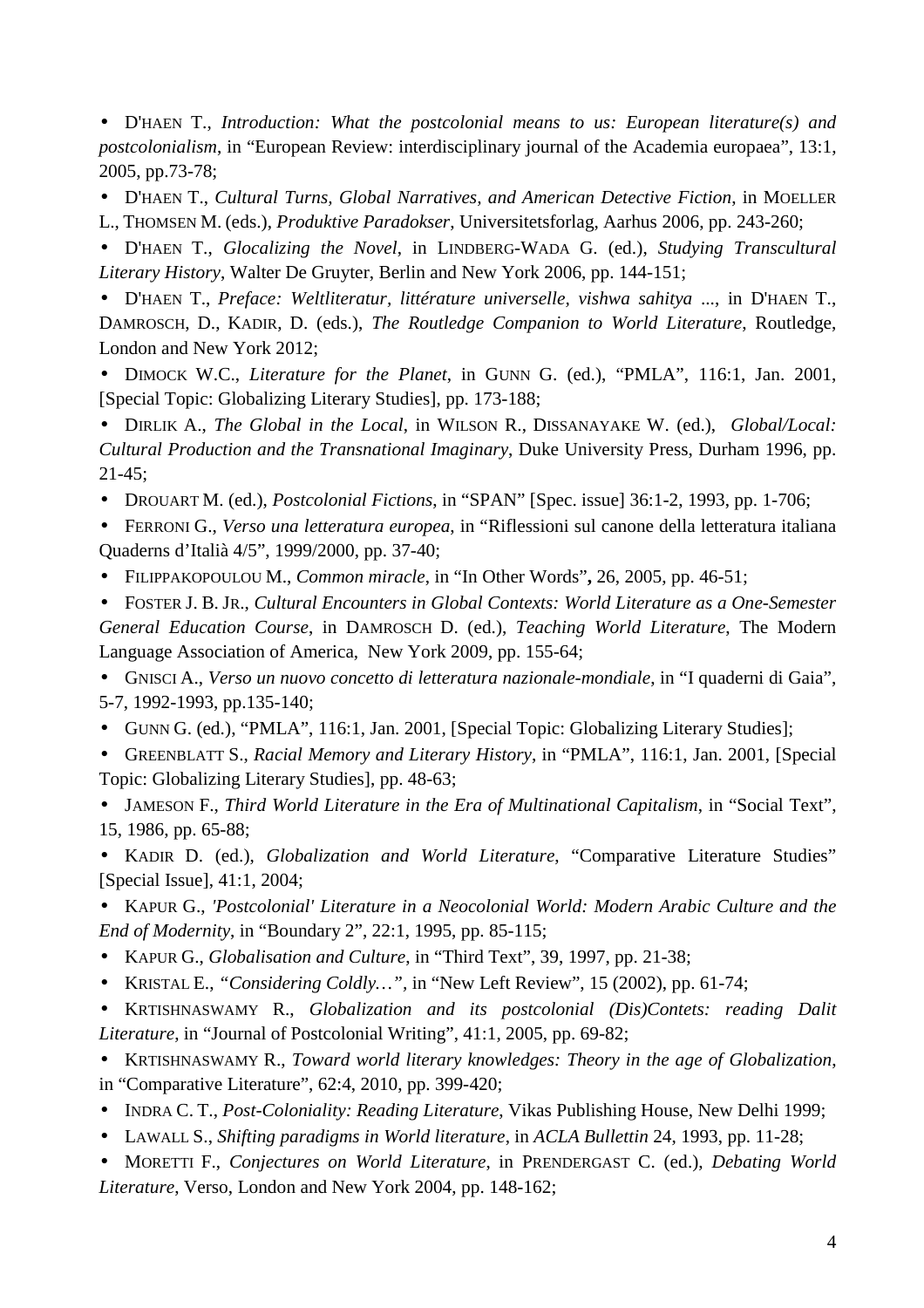- D'HAEN T., *Introduction: What the postcolonial means to us: European literature(s) and postcolonialism*, in "European Review: interdisciplinary journal of the Academia europaea", 13:1, 2005, pp.73-78;
- D'HAEN T., *Cultural Turns, Global Narratives, and American Detective Fiction*, in MOELLER L., THOMSEN M. (eds.), *Produktive Paradokser*, Universitetsforlag, Aarhus 2006, pp. 243-260;
- D'HAEN T., *Glocalizing the Novel*, in LINDBERG-WADA G. (ed.), *Studying Transcultural Literary History*, Walter De Gruyter, Berlin and New York 2006, pp. 144-151;
- D'HAEN T., *Preface: Weltliteratur, littérature universelle, vishwa sahitya ...*, in D'HAEN T., DAMROSCH, D., KADIR, D. (eds.), *The Routledge Companion to World Literature*, Routledge, London and New York 2012;
- DIMOCK W.C., *Literature for the Planet*, in GUNN G. (ed.), "PMLA", 116:1, Jan. 2001, [Special Topic: Globalizing Literary Studies], pp. 173-188;
- DIRLIK A., *The Global in the Local*, in WILSON R., DISSANAYAKE W. (ed.), *Global/Local: Cultural Production and the Transnational Imaginary*, Duke University Press, Durham 1996, pp. 21-45;
- DROUART M. (ed.), *Postcolonial Fictions*, in "SPAN" [Spec. issue] 36:1-2, 1993, pp. 1-706;
- FERRONI G., *Verso una letteratura europea*, in "Riflessioni sul canone della letteratura italiana Quaderns d'Italià 4/5", 1999/2000, pp. 37-40;
- FILIPPAKOPOULOU M., *Common miracle*, in "In Other Words"**,** 26, 2005, pp. 46-51;
- FOSTER J. B. JR., *Cultural Encounters in Global Contexts: World Literature as a One-Semester General Education Course*, in DAMROSCH D. (ed.), *Teaching World Literature*, The Modern Language Association of America, New York 2009, pp. 155-64;
- GNISCI A., *Verso un nuovo concetto di letteratura nazionale-mondiale*, in "I quaderni di Gaia", 5-7, 1992-1993, pp.135-140;
- GUNN G. (ed.), "PMLA", 116:1, Jan. 2001, [Special Topic: Globalizing Literary Studies];
- GREENBLATT S., *Racial Memory and Literary History*, in "PMLA", 116:1, Jan. 2001, [Special Topic: Globalizing Literary Studies], pp. 48-63;
- JAMESON F., *Third World Literature in the Era of Multinational Capitalism*, in "Social Text", 15, 1986, pp. 65-88;
- KADIR D. (ed.), *Globalization and World Literature*, "Comparative Literature Studies" [Special Issue], 41:1, 2004;
- KAPUR G., *'Postcolonial' Literature in a Neocolonial World: Modern Arabic Culture and the End of Modernity*, in "Boundary 2", 22:1, 1995, pp. 85-115;
- KAPUR G., *Globalisation and Culture*, in "Third Text", 39, 1997, pp. 21-38;
- KRISTAL E., *"Considering Coldly…"*, in "New Left Review", 15 (2002), pp. 61-74;
- KRTISHNASWAMY R., *Globalization and its postcolonial (Dis)Contets: reading Dalit Literature*, in "Journal of Postcolonial Writing", 41:1, 2005, pp. 69-82;
- KRTISHNASWAMY R., *Toward world literary knowledges: Theory in the age of Globalization*, in "Comparative Literature", 62:4, 2010, pp. 399-420;
- INDRA C. T., *Post-Coloniality: Reading Literature*, Vikas Publishing House, New Delhi 1999;
- LAWALL S., *Shifting paradigms in World literature*, in *ACLA Bullettin* 24, 1993, pp. 11-28;
- MORETTI F., *Conjectures on World Literature*, in PRENDERGAST C. (ed.), *Debating World Literature*, Verso, London and New York 2004, pp. 148-162;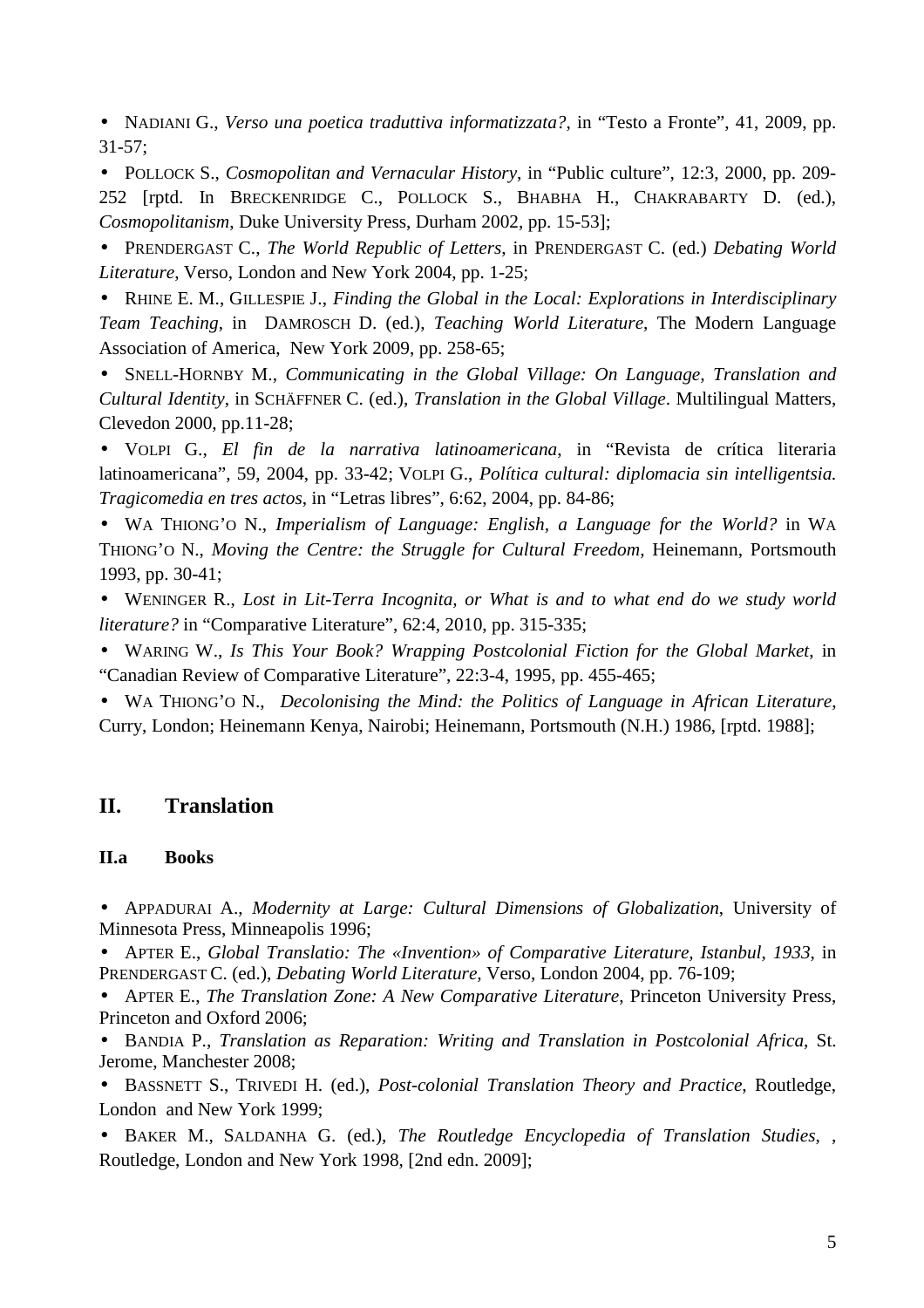- NADIANI G., *Verso una poetica traduttiva informatizzata?*, in “Testo a Fronte”, 41, 2009, pp. 31-57;
- POLLOCK S., *Cosmopolitan and Vernacular History*, in “Public culture”, 12:3, 2000, pp. 209-252 [rptd. In BRECKENRIDGE C., POLLOCK S., BHABHA H., CHAKRABARTY D. (ed.), *Cosmopolitanism*, Duke University Press, Durham 2002, pp. 15-53];
- PRENDERGAST C., *The World Republic of Letters*, in PRENDERGAST C. (ed.) *Debating World Literature*, Verso, London and New York 2004, pp. 1-25;
- RHINE E. M., GILLESPIE J., *Finding the Global in the Local: Explorations in Interdisciplinary Team Teaching*, in DAMROSCH D. (ed.), *Teaching World Literature*, The Modern Language Association of America, New York 2009, pp. 258-65;
- SNELL-HORNBY M., *Communicating in the Global Village: On Language, Translation and Cultural Identity*, in SCHÄFFNER C. (ed.), *Translation in the Global Village*. Multilingual Matters, Clevedon 2000, pp.11-28;
- VOLPI G., *El fin de la narrativa latinoamericana*, in “Revista de crítica literaria latinoamericana”, 59, 2004, pp. 33-42; VOLPI G., *Política cultural: diplomacia sin intelligentsia. Tragicomedia en tres actos*, in “Letras libres”, 6:62, 2004, pp. 84-86;
- WA THIONG’O N., *Imperialism of Language: English, a Language for the World?* in WA THIONG’O N., *Moving the Centre: the Struggle for Cultural Freedom*, Heinemann, Portsmouth 1993, pp. 30-41;
- WENINGER R., *Lost in Lit-Terra Incognita, or What is and to what end do we study world literature?* in “Comparative Literature”, 62:4, 2010, pp. 315-335;
- WARING W., *Is This Your Book? Wrapping Postcolonial Fiction for the Global Market*, in “Canadian Review of Comparative Literature”, 22:3-4, 1995, pp. 455-465;
- WA THIONG’O N., *Decolonising the Mind: the Politics of Language in African Literature*, Curry, London; Heinemann Kenya, Nairobi; Heinemann, Portsmouth (N.H.) 1986, [rptd. 1988];

## II. Translation

### II.a Books

- APPADURAI A., *Modernity at Large: Cultural Dimensions of Globalization*, University of Minnesota Press, Minneapolis 1996;
- APTER E., *Global Translatio: The «Invention» of Comparative Literature, Istanbul, 1933*, in PRENDERGAST C. (ed.), *Debating World Literature*, Verso, London 2004, pp. 76-109;
- APTER E., *The Translation Zone: A New Comparative Literature*, Princeton University Press, Princeton and Oxford 2006;
- BANDIA P., *Translation as Reparation: Writing and Translation in Postcolonial Africa,* St. Jerome, Manchester 2008;
- BASSNETT S., TRIVEDI H. (ed.), *Post-colonial Translation Theory and Practice*, Routledge, London and New York 1999;
- BAKER M., SALDANHA G. (ed.), *The Routledge Encyclopedia of Translation Studies*, , Routledge, London and New York 1998, [2nd edn. 2009];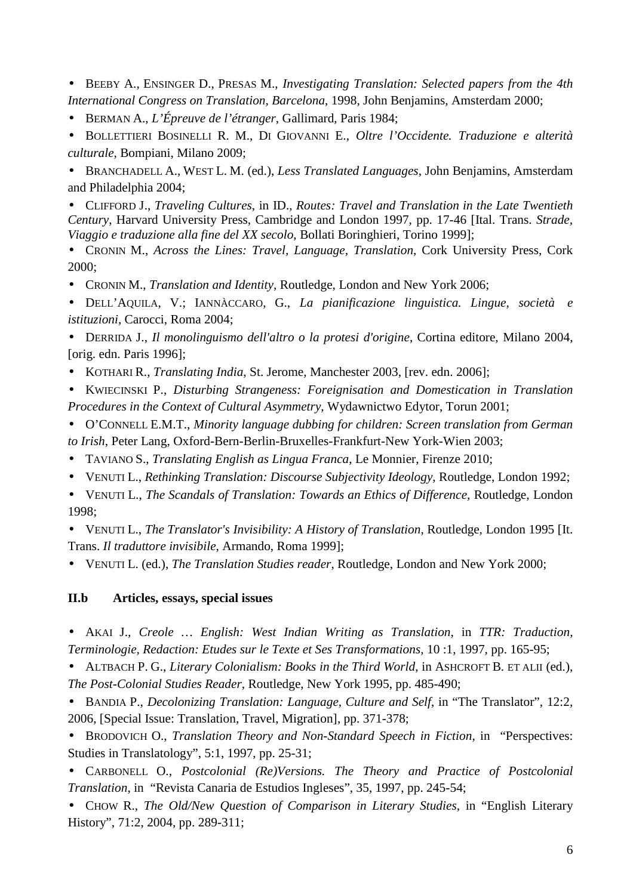- BEEBY A., ENSINGER D., PRESAS M., *Investigating Translation: Selected papers from the 4th International Congress on Translation, Barcelona*, 1998, John Benjamins, Amsterdam 2000;
- BERMAN A., *L'Épreuve de l'étranger*, Gallimard, Paris 1984;
- BOLLETTIERI BOSINELLI R. M., DI GIOVANNI E., *Oltre l'Occidente. Traduzione e alterità culturale*, Bompiani, Milano 2009;
- BRANCHADELL A., WEST L. M. (ed.), *Less Translated Languages*, John Benjamins, Amsterdam and Philadelphia 2004;
- CLIFFORD J., *Traveling Cultures*, in ID., *Routes: Travel and Translation in the Late Twentieth Century*, Harvard University Press, Cambridge and London 1997, pp. 17-46 [Ital. Trans. *Strade, Viaggio e traduzione alla fine del XX secolo*, Bollati Boringhieri, Torino 1999];
- CRONIN M., *Across the Lines: Travel, Language, Translation*, Cork University Press, Cork 2000;
- CRONIN M., *Translation and Identity*, Routledge, London and New York 2006;
- DELL'AQUILA, V.; IANNÀCCARO, G., *La pianificazione linguistica. Lingue, società e istituzioni*, Carocci, Roma 2004;
- DERRIDA J., *Il monolinguismo dell'altro o la protesi d'origine*, Cortina editore, Milano 2004, [orig. edn. Paris 1996];
- KOTHARI R., *Translating India*, St. Jerome, Manchester 2003, [rev. edn. 2006];
- KWIECINSKI P., *Disturbing Strangeness: Foreignisation and Domestication in Translation Procedures in the Context of Cultural Asymmetry*, Wydawnictwo Edytor, Torun 2001;
- O'CONNELL E.M.T., *Minority language dubbing for children: Screen translation from German to Irish*, Peter Lang, Oxford-Bern-Berlin-Bruxelles-Frankfurt-New York-Wien 2003;
- TAVIANO S., *Translating English as Lingua Franca*, Le Monnier, Firenze 2010;
- VENUTI L., *Rethinking Translation: Discourse Subjectivity Ideology*, Routledge, London 1992;
- VENUTI L., *The Scandals of Translation: Towards an Ethics of Difference*, Routledge, London 1998;
- VENUTI L., *The Translator's Invisibility: A History of Translation*, Routledge, London 1995 [It. Trans. *Il traduttore invisibile*, Armando, Roma 1999];
- VENUTI L. (ed.), *The Translation Studies reader*, Routledge, London and New York 2000;

### II.b Articles, essays, special issues

- AKAI J., *Creole … English: West Indian Writing as Translation*, in *TTR: Traduction, Terminologie, Redaction: Etudes sur le Texte et Ses Transformations*, 10 :1, 1997, pp. 165-95;
- ALTBACH P. G., *Literary Colonialism: Books in the Third World*, in ASHCROFT B. ET ALII (ed.), *The Post-Colonial Studies Reader*, Routledge, New York 1995, pp. 485-490;
- BANDIA P., *Decolonizing Translation: Language, Culture and Self*, in "The Translator", 12:2, 2006, [Special Issue: Translation, Travel, Migration], pp. 371-378;
- BRODOVICH O., *Translation Theory and Non-Standard Speech in Fiction*, in "Perspectives: Studies in Translatology", 5:1, 1997, pp. 25-31;
- CARBONELL O., *Postcolonial (Re)Versions. The Theory and Practice of Postcolonial Translation*, in "Revista Canaria de Estudios Ingleses", 35, 1997, pp. 245-54;
- CHOW R., *The Old/New Question of Comparison in Literary Studies*, in "English Literary History", 71:2, 2004, pp. 289-311;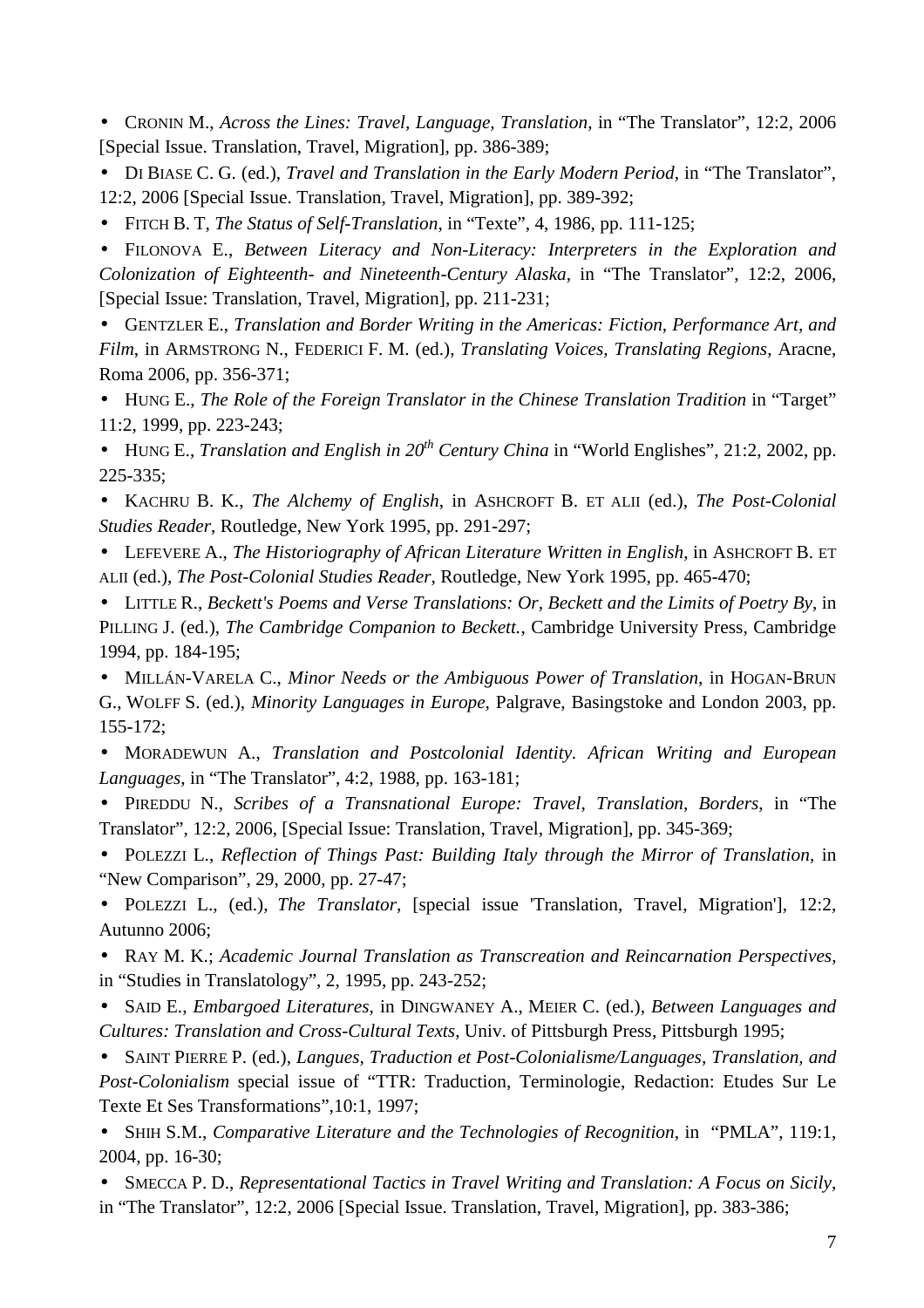- CRONIN M., *Across the Lines: Travel, Language, Translation*, in "The Translator", 12:2, 2006 [Special Issue. Translation, Travel, Migration], pp. 386-389;
- DI BIASE C. G. (ed.), *Travel and Translation in the Early Modern Period*, in "The Translator", 12:2, 2006 [Special Issue. Translation, Travel, Migration], pp. 389-392;
- FITCH B. T, *The Status of Self-Translation*, in "Texte", 4, 1986, pp. 111-125;
- FILONOVA E., *Between Literacy and Non-Literacy: Interpreters in the Exploration and Colonization of Eighteenth- and Nineteenth-Century Alaska*, in "The Translator", 12:2, 2006, [Special Issue: Translation, Travel, Migration], pp. 211-231;
- GENTZLER E., *Translation and Border Writing in the Americas: Fiction, Performance Art, and Film*, in ARMSTRONG N., FEDERICI F. M. (ed.), *Translating Voices, Translating Regions*, Aracne, Roma 2006, pp. 356-371;
- HUNG E., *The Role of the Foreign Translator in the Chinese Translation Tradition* in "Target" 11:2, 1999, pp. 223-243;
- HUNG E., *Translation and English in 20th Century China* in "World Englishes", 21:2, 2002, pp. 225-335;
- KACHRU B. K., *The Alchemy of English*, in ASHCROFT B. ET ALII (ed.), *The Post-Colonial Studies Reader*, Routledge, New York 1995, pp. 291-297;
- LEFEVERE A., *The Historiography of African Literature Written in English*, in ASHCROFT B. ET ALII (ed.), *The Post-Colonial Studies Reader*, Routledge, New York 1995, pp. 465-470;
- LITTLE R., *Beckett's Poems and Verse Translations: Or, Beckett and the Limits of Poetry By*, in PILLING J. (ed.), *The Cambridge Companion to Beckett.*, Cambridge University Press, Cambridge 1994, pp. 184-195;
- MILLÁN-VARELA C., *Minor Needs or the Ambiguous Power of Translation*, in HOGAN-BRUN G., WOLFF S. (ed.), *Minority Languages in Europe*, Palgrave, Basingstoke and London 2003, pp. 155-172;
- MORADEWUN A., *Translation and Postcolonial Identity. African Writing and European Languages*, in "The Translator", 4:2, 1988, pp. 163-181;
- PIREDDU N., *Scribes of a Transnational Europe: Travel, Translation, Borders*, in "The Translator", 12:2, 2006, [Special Issue: Translation, Travel, Migration], pp. 345-369;
- POLEZZI L., *Reflection of Things Past: Building Italy through the Mirror of Translation*, in "New Comparison", 29, 2000, pp. 27-47;
- POLEZZI L., (ed.), *The Translator*, [special issue 'Translation, Travel, Migration'], 12:2, Autunno 2006;
- RAY M. K.; *Academic Journal Translation as Transcreation and Reincarnation Perspectives*, in "Studies in Translatology", 2, 1995, pp. 243-252;
- SAID E., *Embargoed Literatures*, in DINGWANEY A., MEIER C. (ed.), *Between Languages and Cultures: Translation and Cross-Cultural Texts*, Univ. of Pittsburgh Press, Pittsburgh 1995;
- SAINT PIERRE P. (ed.), *Langues, Traduction et Post-Colonialisme/Languages, Translation, and Post-Colonialism* special issue of "TTR: Traduction, Terminologie, Redaction: Etudes Sur Le Texte Et Ses Transformations",10:1, 1997;
- SHIH S.M., *Comparative Literature and the Technologies of Recognition*, in "PMLA", 119:1, 2004, pp. 16-30;
- SMECCA P. D., *Representational Tactics in Travel Writing and Translation: A Focus on Sicily*, in "The Translator", 12:2, 2006 [Special Issue. Translation, Travel, Migration], pp. 383-386;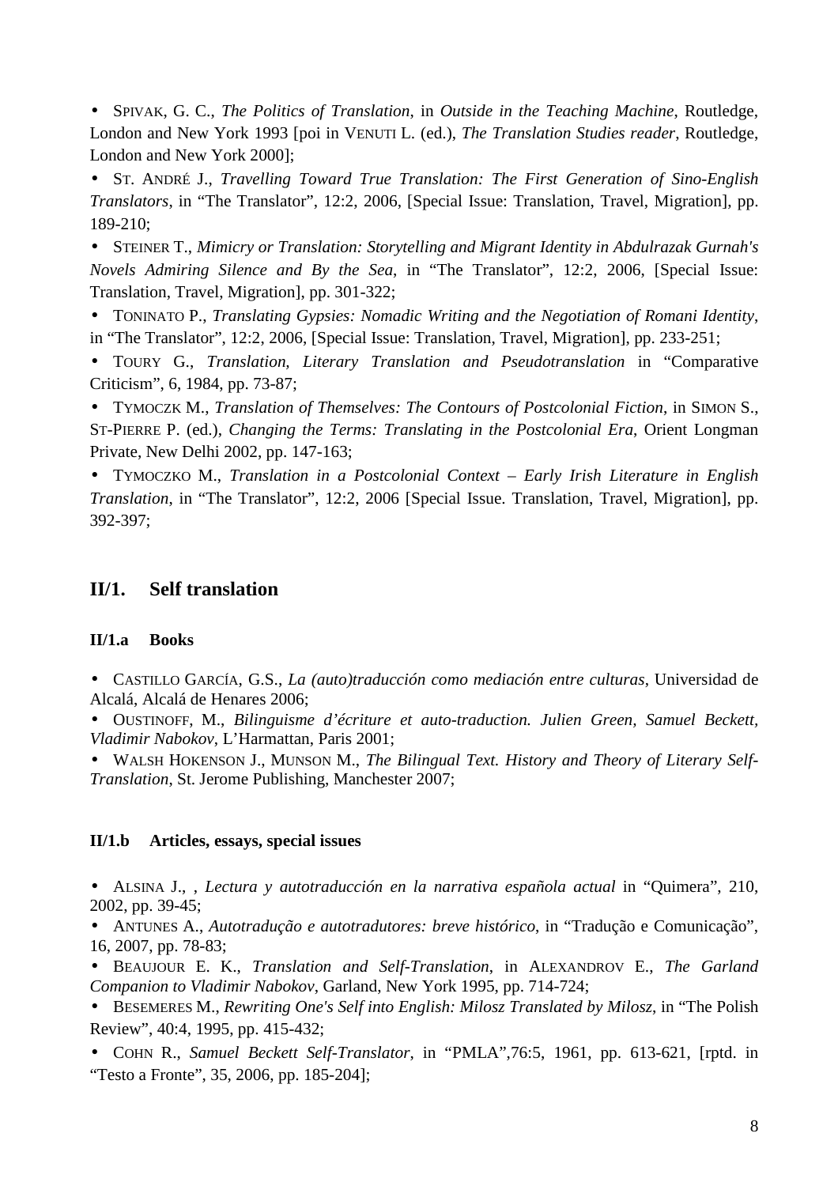- SPIVAK, G. C., *The Politics of Translation*, in *Outside in the Teaching Machine*, Routledge, London and New York 1993 [poi in VENUTI L. (ed.), *The Translation Studies reader*, Routledge, London and New York 2000];
- ST. ANDRÉ J., *Travelling Toward True Translation: The First Generation of Sino-English Translators*, in "The Translator", 12:2, 2006, [Special Issue: Translation, Travel, Migration], pp. 189-210;
- STEINER T., *Mimicry or Translation: Storytelling and Migrant Identity in Abdulrazak Gurnah's Novels Admiring Silence and By the Sea*, in "The Translator", 12:2, 2006, [Special Issue: Translation, Travel, Migration], pp. 301-322;
- TONINATO P., *Translating Gypsies: Nomadic Writing and the Negotiation of Romani Identity*, in "The Translator", 12:2, 2006, [Special Issue: Translation, Travel, Migration], pp. 233-251;
- TOURY G., *Translation, Literary Translation and Pseudotranslation* in "Comparative Criticism", 6, 1984, pp. 73-87;
- TYMOCZK M., *Translation of Themselves: The Contours of Postcolonial Fiction*, in SIMON S., ST-PIERRE P. (ed.), *Changing the Terms: Translating in the Postcolonial Era*, Orient Longman Private, New Delhi 2002, pp. 147-163;
- TYMOCZKO M., *Translation in a Postcolonial Context – Early Irish Literature in English Translation*, in "The Translator", 12:2, 2006 [Special Issue. Translation, Travel, Migration], pp. 392-397;

## II/1. Self translation

### II/1.a Books

- CASTILLO GARCÍA, G.S., *La (auto)traducción como mediación entre culturas*, Universidad de Alcalá, Alcalá de Henares 2006;
- OUSTINOFF, M., *Bilinguisme d'écriture et auto-traduction. Julien Green, Samuel Beckett, Vladimir Nabokov*, L'Harmattan, Paris 2001;
- WALSH HOKENSON J., MUNSON M., *The Bilingual Text. History and Theory of Literary Self-Translation*, St. Jerome Publishing, Manchester 2007;

### II/1.b Articles, essays, special issues

- ALSINA J., , *Lectura y autotraducción en la narrativa española actual* in "Quimera", 210, 2002, pp. 39-45;
- ANTUNES A., *Autotradução e autotradutores: breve histórico*, in "Tradução e Comunicação", 16, 2007, pp. 78-83;
- BEAUJOUR E. K., *Translation and Self-Translation*, in ALEXANDROV E., *The Garland Companion to Vladimir Nabokov*, Garland, New York 1995, pp. 714-724;
- BESEMERES M., *Rewriting One's Self into English: Milosz Translated by Milosz*, in "The Polish Review", 40:4, 1995, pp. 415-432;
- COHN R., *Samuel Beckett Self-Translator*, in "PMLA",76:5, 1961, pp. 613-621, [rptd. in "Testo a Fronte", 35, 2006, pp. 185-204];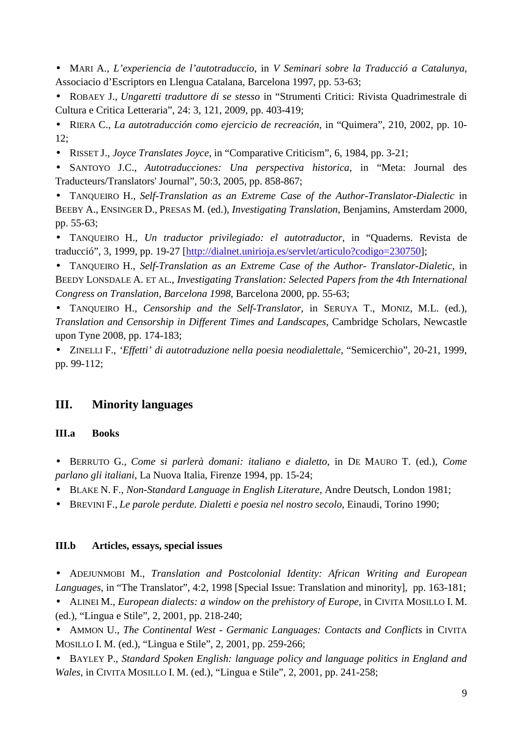- MARI A., *L'experiencia de l'autotraduccio*, in *V Seminari sobre la Traducció a Catalunya*, Associacio d'Escriptors en Llengua Catalana, Barcelona 1997, pp. 53-63;
- ROBAEY J., *Ungaretti traduttore di se stesso* in "Strumenti Critici: Rivista Quadrimestrale di Cultura e Critica Letteraria", 24: 3, 121, 2009, pp. 403-419;
- RIERA C., *La autotraducción como ejercicio de recreación*, in "Quimera", 210, 2002, pp. 10-12;
- RISSET J., *Joyce Translates Joyce*, in "Comparative Criticism", 6, 1984, pp. 3-21;
- SANTOYO J.C., *Autotraducciones: Una perspectiva historica*, in "Meta: Journal des Traducteurs/Translators' Journal", 50:3, 2005, pp. 858-867;
- TANQUEIRO H., *Self-Translation as an Extreme Case of the Author-Translator-Dialectic* in BEEBY A., ENSINGER D., PRESAS M. (ed.), *Investigating Translation*, Benjamins, Amsterdam 2000, pp. 55-63;
- TANQUEIRO H., *Un traductor privilegiado: el autotraductor*, in "Quaderns. Revista de traducció", 3, 1999, pp. 19-27 [http://dialnet.unirioja.es/servlet/articulo?codigo=230750];
- TANQUEIRO H., *Self-Translation as an Extreme Case of the Author- Translator-Dialetic*, in BEEDY LONSDALE A. ET AL., *Investigating Translation: Selected Papers from the 4th International Congress on Translation, Barcelona 1998*, Barcelona 2000, pp. 55-63;
- TANQUEIRO H., *Censorship and the Self-Translator*, in SERUYA T., MONIZ, M.L. (ed.), *Translation and Censorship in Different Times and Landscapes*, Cambridge Scholars, Newcastle upon Tyne 2008, pp. 174-183;
- ZINELLI F., *'Effetti' di autotraduzione nella poesia neodialettale*, "Semicerchio", 20-21, 1999, pp. 99-112;

## III. Minority languages

### III.a Books

- BERRUTO G., *Come si parlerà domani: italiano e dialetto*, in DE MAURO T. (ed.), *Come parlano gli italiani*, La Nuova Italia, Firenze 1994, pp. 15-24;
- BLAKE N. F., *Non-Standard Language in English Literature*, Andre Deutsch, London 1981;
- BREVINI F., *Le parole perdute. Dialetti e poesia nel nostro secolo*, Einaudi, Torino 1990;

### III.b Articles, essays, special issues

- ADEJUNMOBI M., *Translation and Postcolonial Identity: African Writing and European Languages*, in "The Translator", 4:2, 1998 [Special Issue: Translation and minority], pp. 163-181;
- ALINEI M., *European dialects: a window on the prehistory of Europe*, in CIVITA MOSILLO I. M. (ed.), "Lingua e Stile", 2, 2001, pp. 218-240;
- AMMON U., *The Continental West - Germanic Languages: Contacts and Conflicts* in CIVITA MOSILLO I. M. (ed.), "Lingua e Stile", 2, 2001, pp. 259-266;
- BAYLEY P., *Standard Spoken English: language policy and language politics in England and Wales*, in CIVITA MOSILLO I. M. (ed.), "Lingua e Stile", 2, 2001, pp. 241-258;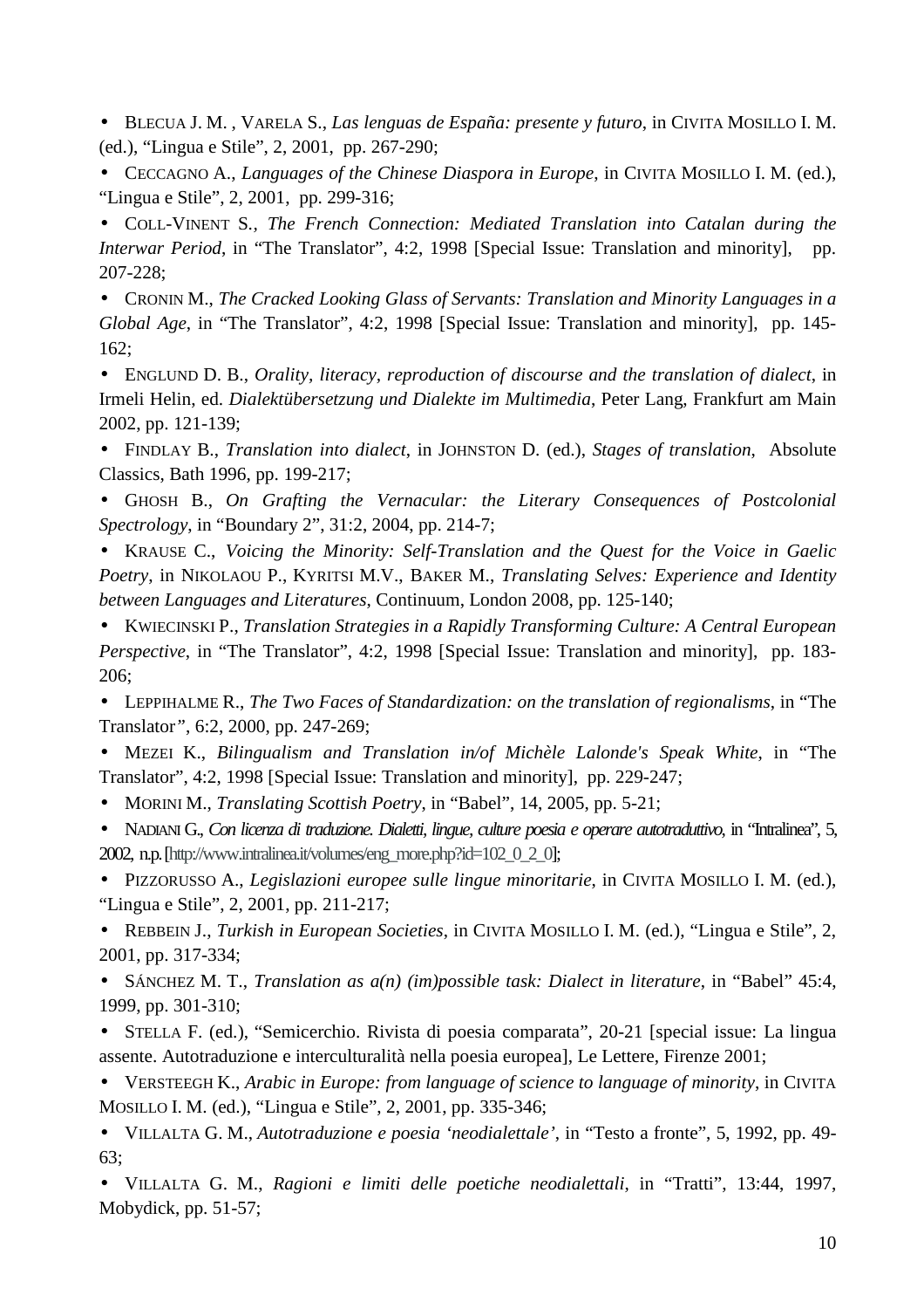- BLECUA J. M. , VARELA S., *Las lenguas de España: presente y futuro*, in CIVITA MOSILLO I. M. (ed.), "Lingua e Stile", 2, 2001, pp. 267-290;
- CECCAGNO A., *Languages of the Chinese Diaspora in Europe*, in CIVITA MOSILLO I. M. (ed.), "Lingua e Stile", 2, 2001, pp. 299-316;
- COLL-VINENT S., *The French Connection: Mediated Translation into Catalan during the Interwar Period*, in "The Translator", 4:2, 1998 [Special Issue: Translation and minority], pp. 207-228;
- CRONIN M., *The Cracked Looking Glass of Servants: Translation and Minority Languages in a Global Age*, in "The Translator", 4:2, 1998 [Special Issue: Translation and minority], pp. 145-162;
- ENGLUND D. B., *Orality, literacy, reproduction of discourse and the translation of dialect*, in Irmeli Helin, ed. *Dialektübersetzung und Dialekte im Multimedia*, Peter Lang, Frankfurt am Main 2002, pp. 121-139;
- FINDLAY B., *Translation into dialect*, in JOHNSTON D. (ed.), *Stages of translation*, Absolute Classics, Bath 1996, pp. 199-217;
- GHOSH B., *On Grafting the Vernacular: the Literary Consequences of Postcolonial Spectrology*, in "Boundary 2", 31:2, 2004, pp. 214-7;
- KRAUSE C., *Voicing the Minority: Self-Translation and the Quest for the Voice in Gaelic Poetry*, in NIKOLAOU P., KYRITSI M.V., BAKER M., *Translating Selves: Experience and Identity between Languages and Literatures*, Continuum, London 2008, pp. 125-140;
- KWIECINSKI P., *Translation Strategies in a Rapidly Transforming Culture: A Central European Perspective*, in "The Translator", 4:2, 1998 [Special Issue: Translation and minority], pp. 183-206;
- LEPPIHALME R., *The Two Faces of Standardization: on the translation of regionalisms*, in "The Translator", 6:2, 2000, pp. 247-269;
- MEZEI K., *Bilingualism and Translation in/of Michèle Lalonde's Speak White*, in "The Translator", 4:2, 1998 [Special Issue: Translation and minority], pp. 229-247;
- MORINI M., *Translating Scottish Poetry*, in "Babel", 14, 2005, pp. 5-21;
- NADIANI G., *Con licenza di traduzione. Dialetti, lingue, culture poesia e operare autotraduttivo*, in "Intralinea", 5, 2002, n.p. [http://www.intralinea.it/volumes/eng_more.php?id=102_0_2_0];
- PIZZORUSSO A., *Legislazioni europee sulle lingue minoritarie*, in CIVITA MOSILLO I. M. (ed.), "Lingua e Stile", 2, 2001, pp. 211-217;
- REBBEIN J., *Turkish in European Societies*, in CIVITA MOSILLO I. M. (ed.), "Lingua e Stile", 2, 2001, pp. 317-334;
- SÁNCHEZ M. T., *Translation as a(n) (im)possible task: Dialect in literature*, in "Babel" 45:4, 1999, pp. 301-310;
- STELLA F. (ed.), "Semicerchio. Rivista di poesia comparata", 20-21 [special issue: La lingua assente. Autotraduzione e interculturalità nella poesia europea], Le Lettere, Firenze 2001;
- VERSTEEGH K., *Arabic in Europe: from language of science to language of minority*, in CIVITA MOSILLO I. M. (ed.), "Lingua e Stile", 2, 2001, pp. 335-346;
- VILLALTA G. M., *Autotraduzione e poesia 'neodialettale'*, in "Testo a fronte", 5, 1992, pp. 49-63;
- VILLALTA G. M., *Ragioni e limiti delle poetiche neodialettali*, in "Tratti", 13:44, 1997, Mobydick, pp. 51-57;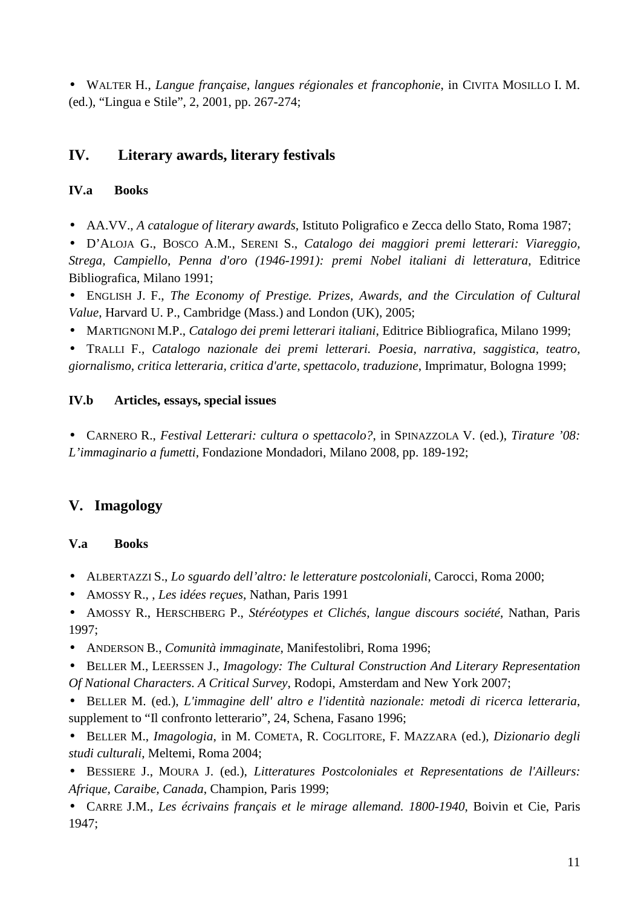- WALTER H., *Langue française, langues régionales et francophonie*, in CIVITA MOSILLO I. M. (ed.), “Lingua e Stile”, 2, 2001, pp. 267-274;

## IV. Literary awards, literary festivals

### IV.a Books

- AA.VV., *A catalogue of literary awards*, Istituto Poligrafico e Zecca dello Stato, Roma 1987;
- D’ALOJA G., BOSCO A.M., SERENI S., *Catalogo dei maggiori premi letterari: Viareggio, Strega, Campiello, Penna d'oro (1946-1991): premi Nobel italiani di letteratura*, Editrice Bibliografica, Milano 1991;
- ENGLISH J. F., *The Economy of Prestige. Prizes, Awards, and the Circulation of Cultural Value*, Harvard U. P., Cambridge (Mass.) and London (UK), 2005;
- MARTIGNONI M.P., *Catalogo dei premi letterari italiani*, Editrice Bibliografica, Milano 1999;
- TRALLI F., *Catalogo nazionale dei premi letterari. Poesia, narrativa, saggistica, teatro, giornalismo, critica letteraria, critica d'arte, spettacolo, traduzione*, Imprimatur, Bologna 1999;

### IV.b Articles, essays, special issues

- CARNERO R., *Festival Letterari: cultura o spettacolo?*, in SPINAZZOLA V. (ed.), *Tirature ’08: L’immaginario a fumetti*, Fondazione Mondadori, Milano 2008, pp. 189-192;

## V. Imagology

### V.a Books

- ALBERTAZZI S., *Lo sguardo dell’altro: le letterature postcoloniali*, Carocci, Roma 2000;
- AMOSSY R., , *Les idées reçues*, Nathan, Paris 1991
- AMOSSY R., HERSCHBERG P., *Stéréotypes et Clichés, langue discours société*, Nathan, Paris 1997;
- ANDERSON B., *Comunità immaginate*, Manifestolibri, Roma 1996;
- BELLER M., LEERSSEN J., *Imagology: The Cultural Construction And Literary Representation Of National Characters. A Critical Survey*, Rodopi, Amsterdam and New York 2007;
- BELLER M. (ed.), *L'immagine dell' altro e l'identità nazionale: metodi di ricerca letteraria*, supplement to “Il confronto letterario”, 24, Schena, Fasano 1996;
- BELLER M., *Imagologia*, in M. COMETA, R. COGLITORE, F. MAZZARA (ed.), *Dizionario degli studi culturali*, Meltemi, Roma 2004;
- BESSIERE J., MOURA J. (ed.), *Litteratures Postcoloniales et Representations de l'Ailleurs: Afrique, Caraibe, Canada*, Champion, Paris 1999;
- CARRE J.M., *Les écrivains français et le mirage allemand. 1800-1940*, Boivin et Cie, Paris 1947;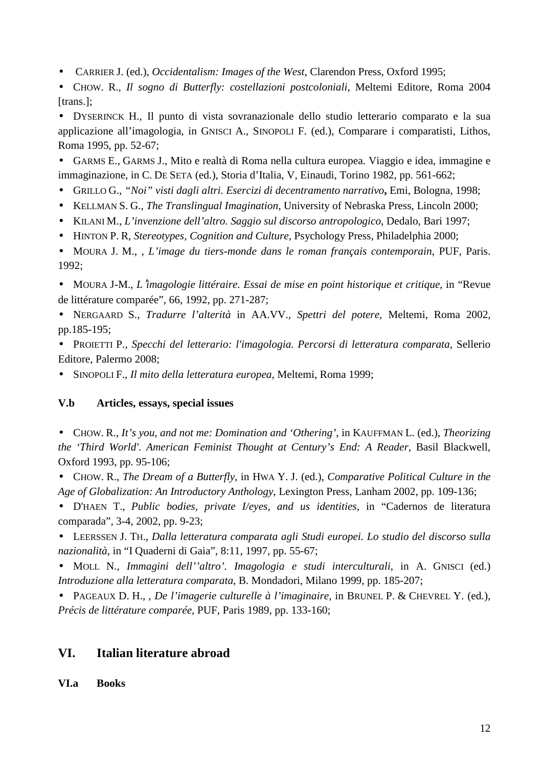- CARRIER J. (ed.), *Occidentalism: Images of the West*, Clarendon Press, Oxford 1995;
- CHOW. R., *Il sogno di Butterfly: costellazioni postcoloniali*, Meltemi Editore, Roma 2004 [trans.];
- DYSERINCK H., Il punto di vista sovranazionale dello studio letterario comparato e la sua applicazione all'imagologia, in GNISCI A., SINOPOLI F. (ed.), Comparare i comparatisti, Lithos, Roma 1995, pp. 52-67;
- GARMS E., GARMS J., Mito e realtà di Roma nella cultura europea. Viaggio e idea, immagine e immaginazione, in C. DE SETA (ed.), Storia d'Italia, V, Einaudi, Torino 1982, pp. 561-662;
- GRILLO G., *"Noi" visti dagli altri. Esercizi di decentramento narrativo*, Emi, Bologna, 1998;
- KELLMAN S. G., *The Translingual Imagination*, University of Nebraska Press, Lincoln 2000;
- KILANI M., *L'invenzione dell'altro. Saggio sul discorso antropologico*, Dedalo, Bari 1997;
- HINTON P. R, *Stereotypes, Cognition and Culture*, Psychology Press, Philadelphia 2000;
- MOURA J. M., , *L'image du tiers-monde dans le roman français contemporain*, PUF, Paris. 1992;
- MOURA J-M., *L'imagologie littéraire. Essai de mise en point historique et critique*, in "Revue de littérature comparée", 66, 1992, pp. 271-287;
- NERGAARD S., *Tradurre l'alterità* in AA.VV., *Spettri del potere*, Meltemi, Roma 2002, pp.185-195;
- PROIETTI P., *Specchi del letterario: l'imagologia. Percorsi di letteratura comparata*, Sellerio Editore, Palermo 2008;
- SINOPOLI F., *Il mito della letteratura europea*, Meltemi, Roma 1999;

### V.b Articles, essays, special issues

- CHOW. R., *It's you, and not me: Domination and 'Othering'*, in KAUFFMAN L. (ed.), *Theorizing the 'Third World'. American Feminist Thought at Century's End: A Reader*, Basil Blackwell, Oxford 1993, pp. 95-106;
- CHOW. R., *The Dream of a Butterfly*, in HWA Y. J. (ed.), *Comparative Political Culture in the Age of Globalization: An Introductory Anthology*, Lexington Press, Lanham 2002, pp. 109-136;
- D'HAEN T., *Public bodies, private I/eyes, and us identities*, in "Cadernos de literatura comparada", 3-4, 2002, pp. 9-23;
- LEERSSEN J. TH., *Dalla letteratura comparata agli Studi europei. Lo studio del discorso sulla nazionalità*, in "I Quaderni di Gaia", 8:11, 1997, pp. 55-67;
- MOLL N., *Immagini dell''altro'. Imagologia e studi interculturali*, in A. GNISCI (ed.) *Introduzione alla letteratura comparata*, B. Mondadori, Milano 1999, pp. 185-207;
- PAGEAUX D. H., , *De l'imagerie culturelle à l'imaginaire*, in BRUNEL P. & CHEVREL Y. (ed.), *Précis de littérature comparée*, PUF, Paris 1989, pp. 133-160;

## VI. Italian literature abroad

### VI.a Books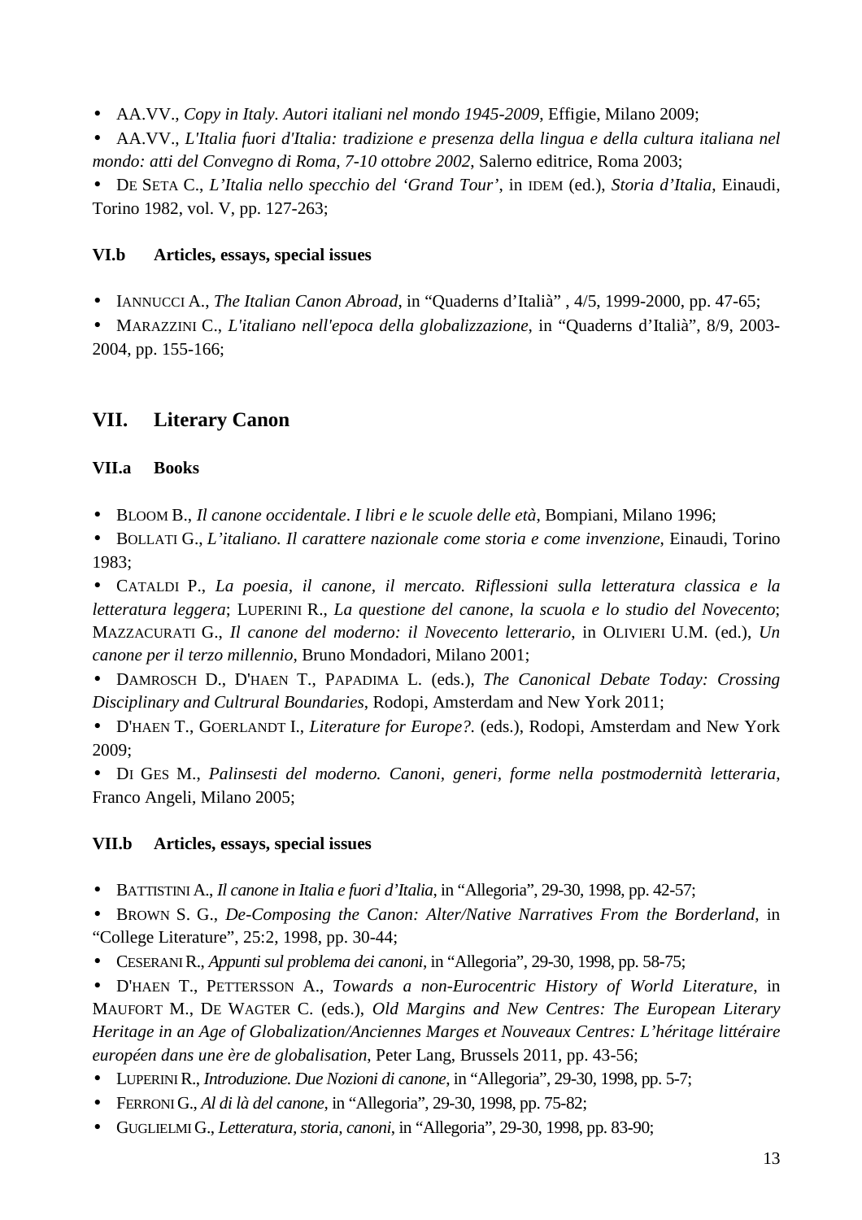- AA.VV., *Copy in Italy. Autori italiani nel mondo 1945-2009*, Effigie, Milano 2009;
- AA.VV., *L'Italia fuori d'Italia: tradizione e presenza della lingua e della cultura italiana nel mondo: atti del Convegno di Roma, 7-10 ottobre 2002*, Salerno editrice, Roma 2003;
- DE SETA C., *L'Italia nello specchio del 'Grand Tour'*, in IDEM (ed.), *Storia d'Italia*, Einaudi, Torino 1982, vol. V, pp. 127-263;

#### VI.b Articles, essays, special issues

- IANNUCCI A., *The Italian Canon Abroad*, in "Quaderns d'Italià" , 4/5, 1999-2000, pp. 47-65;
- MARAZZINI C., *L'italiano nell'epoca della globalizzazione*, in "Quaderns d'Italià", 8/9, 2003-2004, pp. 155-166;

## VII. Literary Canon

#### VII.a Books

- BLOOM B., *Il canone occidentale. I libri e le scuole delle età*, Bompiani, Milano 1996;
- BOLLATI G., *L'italiano. Il carattere nazionale come storia e come invenzione*, Einaudi, Torino 1983;
- CATALDI P., *La poesia, il canone, il mercato. Riflessioni sulla letteratura classica e la letteratura leggera*; LUPERINI R., *La questione del canone, la scuola e lo studio del Novecento*; MAZZACURATI G., *Il canone del moderno: il Novecento letterario*, in OLIVIERI U.M. (ed.), *Un canone per il terzo millennio*, Bruno Mondadori, Milano 2001;
- DAMROSCH D., D'HAEN T., PAPADIMA L. (eds.), *The Canonical Debate Today: Crossing Disciplinary and Cultrural Boundaries*, Rodopi, Amsterdam and New York 2011;
- D'HAEN T., GOERLANDT I., *Literature for Europe?.* (eds.), Rodopi, Amsterdam and New York 2009;
- DI GES M., *Palinsesti del moderno. Canoni, generi, forme nella postmodernità letteraria*, Franco Angeli, Milano 2005;

#### VII.b Articles, essays, special issues

- BATTISTINI A., *Il canone in Italia e fuori d'Italia*, in "Allegoria", 29-30, 1998, pp. 42-57;
- BROWN S. G., *De-Composing the Canon: Alter/Native Narratives From the Borderland*, in "College Literature", 25:2, 1998, pp. 30-44;
- CESERANI R., *Appunti sul problema dei canoni*, in "Allegoria", 29-30, 1998, pp. 58-75;
- D'HAEN T., PETTERSSON A., *Towards a non-Eurocentric History of World Literature*, in MAUFORT M., DE WAGTER C. (eds.), *Old Margins and New Centres: The European Literary Heritage in an Age of Globalization/Anciennes Marges et Nouveaux Centres: L'héritage littéraire européen dans une ère de globalisation*, Peter Lang, Brussels 2011, pp. 43-56;
- LUPERINI R., *Introduzione. Due Nozioni di canone*, in "Allegoria", 29-30, 1998, pp. 5-7;
- FERRONI G., *Al di là del canone*, in "Allegoria", 29-30, 1998, pp. 75-82;
- GUGLIELMI G., *Letteratura, storia, canoni*, in "Allegoria", 29-30, 1998, pp. 83-90;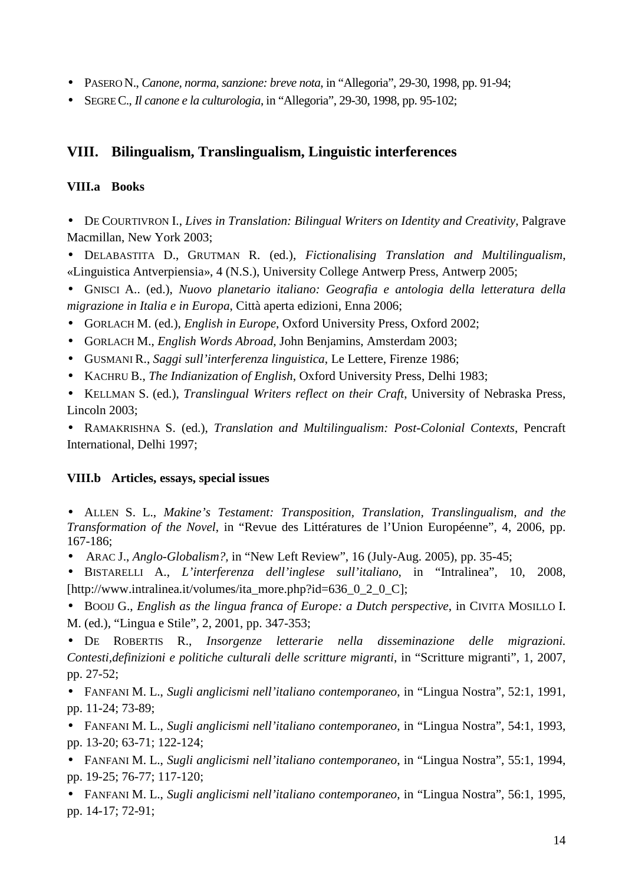- PASERO N., *Canone, norma, sanzione: breve nota*, in "Allegoria", 29-30, 1998, pp. 91-94;
- SEGRE C., *Il canone e la culturologia*, in "Allegoria", 29-30, 1998, pp. 95-102;

## VIII. Bilingualism, Translingualism, Linguistic interferences

### VIII.a Books

- DE COURTIVRON I., *Lives in Translation: Bilingual Writers on Identity and Creativity*, Palgrave Macmillan, New York 2003;
- DELABASTITA D., GRUTMAN R. (ed.), *Fictionalising Translation and Multilingualism*, «Linguistica Antverpiensia», 4 (N.S.), University College Antwerp Press, Antwerp 2005;
- GNISCI A.. (ed.), *Nuovo planetario italiano: Geografia e antologia della letteratura della migrazione in Italia e in Europa*, Città aperta edizioni, Enna 2006;
- GORLACH M. (ed.), *English in Europe*, Oxford University Press, Oxford 2002;
- GORLACH M., *English Words Abroad*, John Benjamins, Amsterdam 2003;
- GUSMANI R., *Saggi sull'interferenza linguistica*, Le Lettere, Firenze 1986;
- KACHRU B., *The Indianization of English*, Oxford University Press, Delhi 1983;
- KELLMAN S. (ed.), *Translingual Writers reflect on their Craft*, University of Nebraska Press, Lincoln 2003;
- RAMAKRISHNA S. (ed.), *Translation and Multilingualism: Post-Colonial Contexts*, Pencraft International, Delhi 1997;

### VIII.b Articles, essays, special issues

- ALLEN S. L., *Makine's Testament: Transposition, Translation, Translingualism, and the Transformation of the Novel*, in "Revue des Littératures de l'Union Européenne", 4, 2006, pp. 167-186;
- ARAC J., *Anglo-Globalism?*, in "New Left Review", 16 (July-Aug. 2005), pp. 35-45;
- BISTARELLI A., *L'interferenza dell'inglese sull'italiano*, in "Intralinea", 10, 2008, [http://www.intralinea.it/volumes/ita_more.php?id=636_0_2_0_C];
- BOOIJ G., *English as the lingua franca of Europe: a Dutch perspective*, in CIVITA MOSILLO I. M. (ed.), "Lingua e Stile", 2, 2001, pp. 347-353;
- DE ROBERTIS R., *Insorgenze letterarie nella disseminazione delle migrazioni. Contesti,definizioni e politiche culturali delle scritture migranti*, in "Scritture migranti", 1, 2007, pp. 27-52;
- FANFANI M. L., *Sugli anglicismi nell'italiano contemporaneo*, in "Lingua Nostra", 52:1, 1991, pp. 11-24; 73-89;
- FANFANI M. L., *Sugli anglicismi nell'italiano contemporaneo*, in "Lingua Nostra", 54:1, 1993, pp. 13-20; 63-71; 122-124;
- FANFANI M. L., *Sugli anglicismi nell'italiano contemporaneo*, in "Lingua Nostra", 55:1, 1994, pp. 19-25; 76-77; 117-120;
- FANFANI M. L., *Sugli anglicismi nell'italiano contemporaneo*, in "Lingua Nostra", 56:1, 1995, pp. 14-17; 72-91;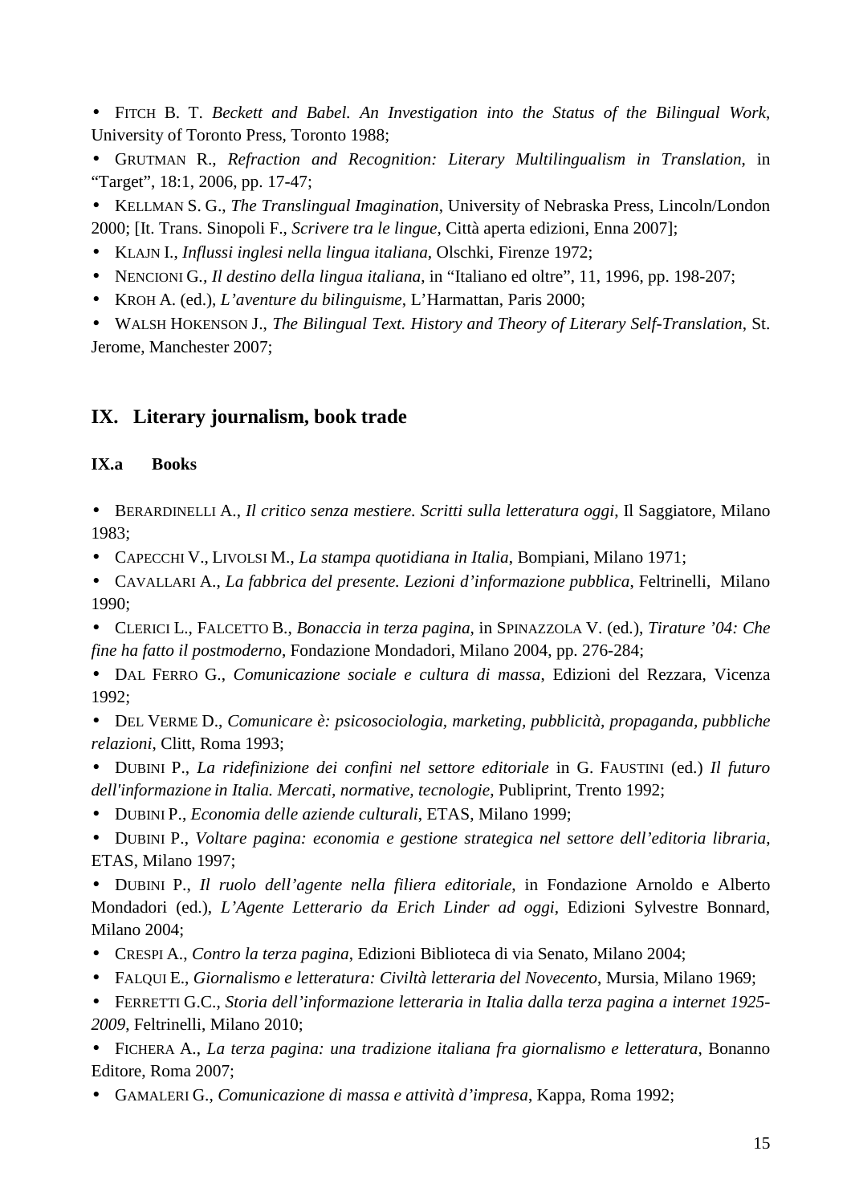- Fitch B. T. *Beckett and Babel. An Investigation into the Status of the Bilingual Work*, University of Toronto Press, Toronto 1988;
- Grutman R., *Refraction and Recognition: Literary Multilingualism in Translation*, in "Target", 18:1, 2006, pp. 17-47;
- Kellman S. G., *The Translingual Imagination*, University of Nebraska Press, Lincoln/London 2000; [It. Trans. Sinopoli F., *Scrivere tra le lingue*, Città aperta edizioni, Enna 2007];
- Klajn I., *Influssi inglesi nella lingua italiana*, Olschki, Firenze 1972;
- Nencioni G., *Il destino della lingua italiana*, in "Italiano ed oltre", 11, 1996, pp. 198-207;
- Kroh A. (ed.), *L'aventure du bilinguisme*, L'Harmattan, Paris 2000;
- Walsh Hokenson J., *The Bilingual Text. History and Theory of Literary Self-Translation*, St. Jerome, Manchester 2007;

## IX. Literary journalism, book trade

### IX.a Books

- Berardinelli A., *Il critico senza mestiere. Scritti sulla letteratura oggi*, Il Saggiatore, Milano 1983;
- Capecchi V., Livolsi M., *La stampa quotidiana in Italia*, Bompiani, Milano 1971;
- Cavallari A., *La fabbrica del presente. Lezioni d'informazione pubblica*, Feltrinelli, Milano 1990;
- Clerici L., Falcetto B., *Bonaccia in terza pagina*, in Spinazzola V. (ed.), *Tirature '04: Che fine ha fatto il postmoderno*, Fondazione Mondadori, Milano 2004, pp. 276-284;
- Dal Ferro G., *Comunicazione sociale e cultura di massa*, Edizioni del Rezzara, Vicenza 1992;
- Del Verme D., *Comunicare è: psicosociologia, marketing, pubblicità, propaganda, pubbliche relazioni*, Clitt, Roma 1993;
- Dubini P., *La ridefinizione dei confini nel settore editoriale* in G. Faustini (ed.) *Il futuro dell'informazione in Italia. Mercati, normative, tecnologie*, Publiprint, Trento 1992;
- Dubini P., *Economia delle aziende culturali*, ETAS, Milano 1999;
- Dubini P., *Voltare pagina: economia e gestione strategica nel settore dell'editoria libraria*, ETAS, Milano 1997;
- Dubini P., *Il ruolo dell'agente nella filiera editoriale*, in Fondazione Arnoldo e Alberto Mondadori (ed.), *L'Agente Letterario da Erich Linder ad oggi*, Edizioni Sylvestre Bonnard, Milano 2004;
- Crespi A., *Contro la terza pagina*, Edizioni Biblioteca di via Senato, Milano 2004;
- Falqui E., *Giornalismo e letteratura: Civiltà letteraria del Novecento*, Mursia, Milano 1969;
- Ferretti G.C., *Storia dell'informazione letteraria in Italia dalla terza pagina a internet 1925-2009*, Feltrinelli, Milano 2010;
- Fichera A., *La terza pagina: una tradizione italiana fra giornalismo e letteratura*, Bonanno Editore, Roma 2007;
- Gamaleri G., *Comunicazione di massa e attività d'impresa*, Kappa, Roma 1992;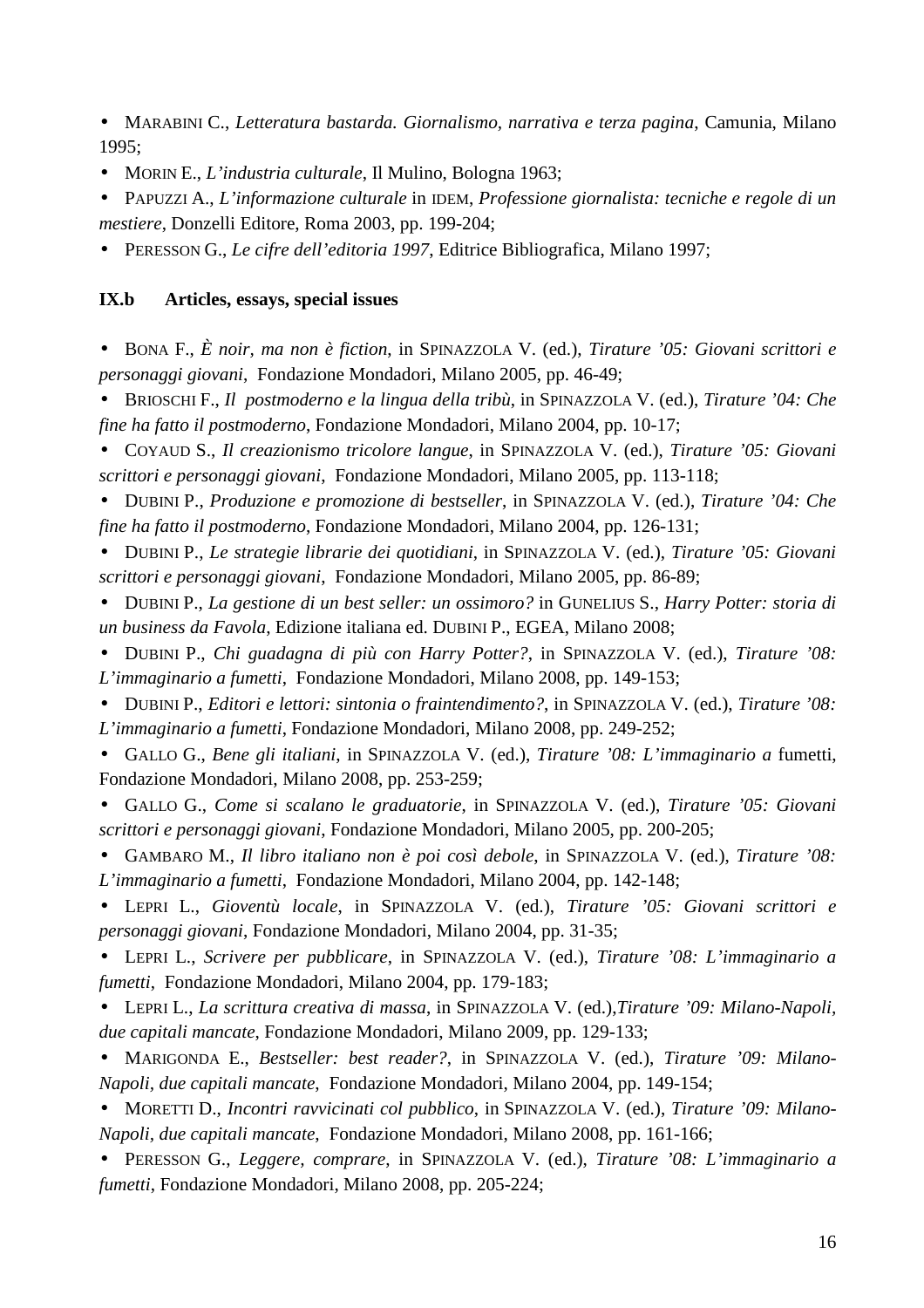- MARABINI C., *Letteratura bastarda. Giornalismo, narrativa e terza pagina*, Camunia, Milano 1995;
- MORIN E., *L'industria culturale*, Il Mulino, Bologna 1963;
- PAPUZZI A., *L'informazione culturale* in IDEM, *Professione giornalista: tecniche e regole di un mestiere*, Donzelli Editore, Roma 2003, pp. 199-204;
- PERESSON G., *Le cifre dell'editoria 1997*, Editrice Bibliografica, Milano 1997;

### IX.b Articles, essays, special issues

- BONA F., *È noir, ma non è fiction*, in SPINAZZOLA V. (ed.), *Tirature '05: Giovani scrittori e personaggi giovani*, Fondazione Mondadori, Milano 2005, pp. 46-49;
- BRIOSCHI F., *Il postmoderno e la lingua della tribù*, in SPINAZZOLA V. (ed.), *Tirature '04: Che fine ha fatto il postmoderno*, Fondazione Mondadori, Milano 2004, pp. 10-17;
- COYAUD S., *Il creazionismo tricolore langue*, in SPINAZZOLA V. (ed.), *Tirature '05: Giovani scrittori e personaggi giovani*, Fondazione Mondadori, Milano 2005, pp. 113-118;
- DUBINI P., *Produzione e promozione di bestseller*, in SPINAZZOLA V. (ed.), *Tirature '04: Che fine ha fatto il postmoderno*, Fondazione Mondadori, Milano 2004, pp. 126-131;
- DUBINI P., *Le strategie librarie dei quotidiani*, in SPINAZZOLA V. (ed.), *Tirature '05: Giovani scrittori e personaggi giovani*, Fondazione Mondadori, Milano 2005, pp. 86-89;
- DUBINI P., *La gestione di un best seller: un ossimoro?* in GUNELIUS S., *Harry Potter: storia di un business da Favola*, Edizione italiana ed. DUBINI P., EGEA, Milano 2008;
- DUBINI P., *Chi guadagna di più con Harry Potter?*, in SPINAZZOLA V. (ed.), *Tirature '08: L'immaginario a fumetti*, Fondazione Mondadori, Milano 2008, pp. 149-153;
- DUBINI P., *Editori e lettori: sintonia o fraintendimento?*, in SPINAZZOLA V. (ed.), *Tirature '08: L'immaginario a fumetti*, Fondazione Mondadori, Milano 2008, pp. 249-252;
- GALLO G., *Bene gli italiani*, in SPINAZZOLA V. (ed.), *Tirature '08: L'immaginario a* fumetti, Fondazione Mondadori, Milano 2008, pp. 253-259;
- GALLO G., *Come si scalano le graduatorie*, in SPINAZZOLA V. (ed.), *Tirature '05: Giovani scrittori e personaggi giovani*, Fondazione Mondadori, Milano 2005, pp. 200-205;
- GAMBARO M., *Il libro italiano non è poi così debole*, in SPINAZZOLA V. (ed.), *Tirature '08: L'immaginario a fumetti*, Fondazione Mondadori, Milano 2004, pp. 142-148;
- LEPRI L., *Gioventù locale*, in SPINAZZOLA V. (ed.), *Tirature '05: Giovani scrittori e personaggi giovani*, Fondazione Mondadori, Milano 2004, pp. 31-35;
- LEPRI L., *Scrivere per pubblicare*, in SPINAZZOLA V. (ed.), *Tirature '08: L'immaginario a fumetti*, Fondazione Mondadori, Milano 2004, pp. 179-183;
- LEPRI L., *La scrittura creativa di massa*, in SPINAZZOLA V. (ed.),*Tirature '09: Milano-Napoli, due capitali mancate*, Fondazione Mondadori, Milano 2009, pp. 129-133;
- MARIGONDA E., *Bestseller: best reader?*, in SPINAZZOLA V. (ed.), *Tirature '09: Milano-Napoli, due capitali mancate*, Fondazione Mondadori, Milano 2004, pp. 149-154;
- MORETTI D., *Incontri ravvicinati col pubblico*, in SPINAZZOLA V. (ed.), *Tirature '09: Milano-Napoli, due capitali mancate*, Fondazione Mondadori, Milano 2008, pp. 161-166;
- PERESSON G., *Leggere, comprare*, in SPINAZZOLA V. (ed.), *Tirature '08: L'immaginario a fumetti*, Fondazione Mondadori, Milano 2008, pp. 205-224;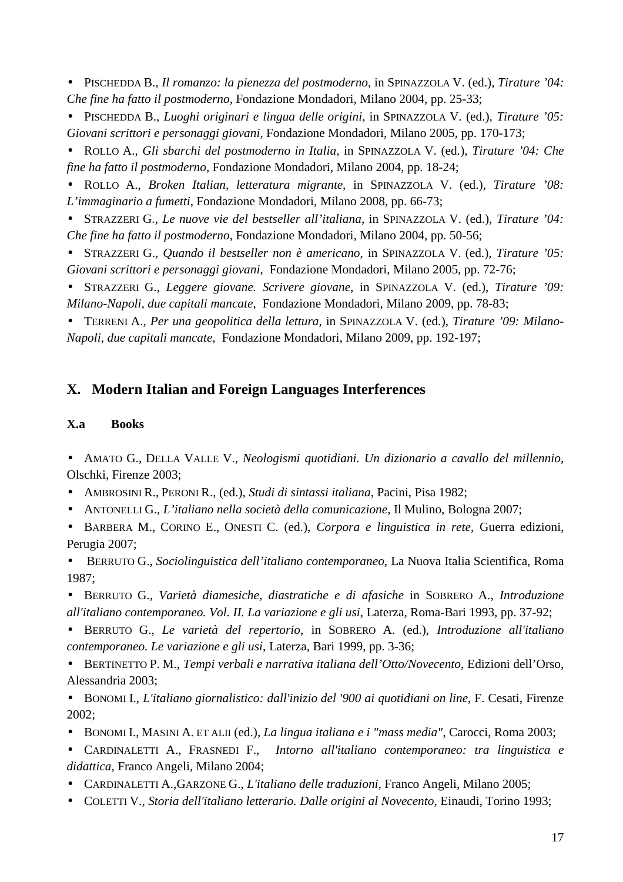- PISCHEDDA B., *Il romanzo: la pienezza del postmoderno*, in SPINAZZOLA V. (ed.), *Tirature '04: Che fine ha fatto il postmoderno*, Fondazione Mondadori, Milano 2004, pp. 25-33;
- PISCHEDDA B., *Luoghi originari e lingua delle origini*, in SPINAZZOLA V. (ed.), *Tirature '05: Giovani scrittori e personaggi giovani*, Fondazione Mondadori, Milano 2005, pp. 170-173;
- ROLLO A., *Gli sbarchi del postmoderno in Italia*, in SPINAZZOLA V. (ed.), *Tirature '04: Che fine ha fatto il postmoderno*, Fondazione Mondadori, Milano 2004, pp. 18-24;
- ROLLO A., *Broken Italian, letteratura migrante*, in SPINAZZOLA V. (ed.), *Tirature '08: L'immaginario a fumetti*, Fondazione Mondadori, Milano 2008, pp. 66-73;
- STRAZZERI G., *Le nuove vie del bestseller all'italiana*, in SPINAZZOLA V. (ed.), *Tirature '04: Che fine ha fatto il postmoderno*, Fondazione Mondadori, Milano 2004, pp. 50-56;
- STRAZZERI G., *Quando il bestseller non è americano*, in SPINAZZOLA V. (ed.), *Tirature '05: Giovani scrittori e personaggi giovani*, Fondazione Mondadori, Milano 2005, pp. 72-76;
- STRAZZERI G., *Leggere giovane. Scrivere giovane*, in SPINAZZOLA V. (ed.), *Tirature '09: Milano-Napoli, due capitali mancate*, Fondazione Mondadori, Milano 2009, pp. 78-83;
- TERRENI A., *Per una geopolitica della lettura*, in SPINAZZOLA V. (ed.), *Tirature '09: Milano-Napoli, due capitali mancate*, Fondazione Mondadori, Milano 2009, pp. 192-197;

## X. Modern Italian and Foreign Languages Interferences

### X.a Books

- AMATO G., DELLA VALLE V., *Neologismi quotidiani. Un dizionario a cavallo del millennio*, Olschki, Firenze 2003;
- AMBROSINI R., PERONI R., (ed.), *Studi di sintassi italiana*, Pacini, Pisa 1982;
- ANTONELLI G., *L'italiano nella società della comunicazione*, Il Mulino, Bologna 2007;
- BARBERA M., CORINO E., ONESTI C. (ed.), *Corpora e linguistica in rete*, Guerra edizioni, Perugia 2007;
- BERRUTO G., *Sociolinguistica dell'italiano contemporaneo*, La Nuova Italia Scientifica, Roma 1987;
- BERRUTO G., *Varietà diamesiche, diastratiche e di afasiche* in SOBRERO A., *Introduzione all'italiano contemporaneo. Vol. II. La variazione e gli usi*, Laterza, Roma-Bari 1993, pp. 37-92;
- BERRUTO G., *Le varietà del repertorio*, in SOBRERO A. (ed.), *Introduzione all'italiano contemporaneo. Le variazione e gli usi*, Laterza, Bari 1999, pp. 3-36;
- BERTINETTO P. M., *Tempi verbali e narrativa italiana dell'Otto/Novecento*, Edizioni dell'Orso, Alessandria 2003;
- BONOMI I., *L'italiano giornalistico: dall'inizio del '900 ai quotidiani on line*, F. Cesati, Firenze 2002;
- BONOMI I., MASINI A. ET ALII (ed.), *La lingua italiana e i "mass media"*, Carocci, Roma 2003;
- CARDINALETTI A., FRASNEDI F., *Intorno all'italiano contemporaneo: tra linguistica e didattica*, Franco Angeli, Milano 2004;
- CARDINALETTI A.,GARZONE G., *L'italiano delle traduzioni*, Franco Angeli, Milano 2005;
- COLETTI V., *Storia dell'italiano letterario. Dalle origini al Novecento*, Einaudi, Torino 1993;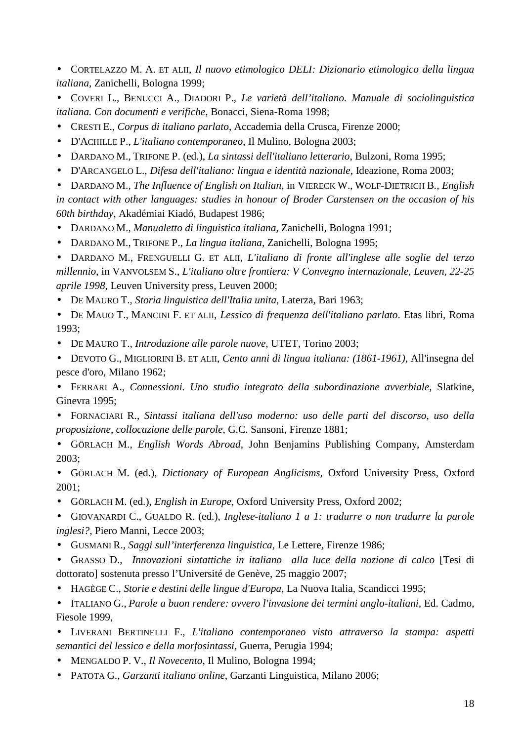- CORTELAZZO M. A. ET ALII, *Il nuovo etimologico DELI: Dizionario etimologico della lingua italiana*, Zanichelli, Bologna 1999;
- COVERI L., BENUCCI A., DIADORI P., *Le varietà dell'italiano. Manuale di sociolinguistica italiana. Con documenti e verifiche*, Bonacci, Siena-Roma 1998;
- CRESTI E., *Corpus di italiano parlato*, Accademia della Crusca, Firenze 2000;
- D'ACHILLE P., *L'italiano contemporaneo*, Il Mulino, Bologna 2003;
- DARDANO M., TRIFONE P. (ed.), *La sintassi dell'italiano letterario*, Bulzoni, Roma 1995;
- D'ARCANGELO L., *Difesa dell'italiano: lingua e identità nazionale*, Ideazione, Roma 2003;
- DARDANO M., *The Influence of English on Italian*, in VIERECK W., WOLF-DIETRICH B., *English in contact with other languages: studies in honour of Broder Carstensen on the occasion of his 60th birthday*, Akadémiai Kiadó, Budapest 1986;
- DARDANO M., *Manualetto di linguistica italiana*, Zanichelli, Bologna 1991;
- DARDANO M., TRIFONE P., *La lingua italiana*, Zanichelli, Bologna 1995;
- DARDANO M., FRENGUELLI G. ET ALII, *L'italiano di fronte all'inglese alle soglie del terzo millennio*, in VANVOLSEM S., *L'italiano oltre frontiera: V Convegno internazionale, Leuven, 22-25 aprile 1998*, Leuven University press, Leuven 2000;
- DE MAURO T., *Storia linguistica dell'Italia unita*, Laterza, Bari 1963;
- DE MAUO T., MANCINI F. ET ALII, *Lessico di frequenza dell'italiano parlato*. Etas libri, Roma 1993;
- DE MAURO T., *Introduzione alle parole nuove*, UTET, Torino 2003;
- DEVOTO G., MIGLIORINI B. ET ALII, *Cento anni di lingua italiana: (1861-1961)*, All'insegna del pesce d'oro, Milano 1962;
- FERRARI A., *Connessioni. Uno studio integrato della subordinazione avverbiale*, Slatkine, Ginevra 1995;
- FORNACIARI R., *Sintassi italiana dell'uso moderno: uso delle parti del discorso, uso della proposizione, collocazione delle parole*, G.C. Sansoni, Firenze 1881;
- GÖRLACH M., *English Words Abroad*, John Benjamins Publishing Company, Amsterdam 2003;
- GÖRLACH M. (ed.), *Dictionary of European Anglicisms*, Oxford University Press, Oxford 2001;
- GÖRLACH M. (ed.), *English in Europe*, Oxford University Press, Oxford 2002;
- GIOVANARDI C., GUALDO R. (ed.), *Inglese-italiano 1 a 1: tradurre o non tradurre la parole inglesi?*, Piero Manni, Lecce 2003;
- GUSMANI R., *Saggi sull'interferenza linguistica*, Le Lettere, Firenze 1986;
- GRASSO D., *Innovazioni sintattiche in italiano alla luce della nozione di calco* [Tesi di dottorato] sostenuta presso l'Université de Genève, 25 maggio 2007;
- HAGÈGE C., *Storie e destini delle lingue d'Europa*, La Nuova Italia, Scandicci 1995;
- ITALIANO G., *Parole a buon rendere: ovvero l'invasione dei termini anglo-italiani*, Ed. Cadmo, Fiesole 1999,
- LIVERANI BERTINELLI F., *L'italiano contemporaneo visto attraverso la stampa: aspetti semantici del lessico e della morfosintassi*, Guerra, Perugia 1994;
- MENGALDO P. V., *Il Novecento*, Il Mulino, Bologna 1994;
- PATOTA G., *Garzanti italiano online*, Garzanti Linguistica, Milano 2006;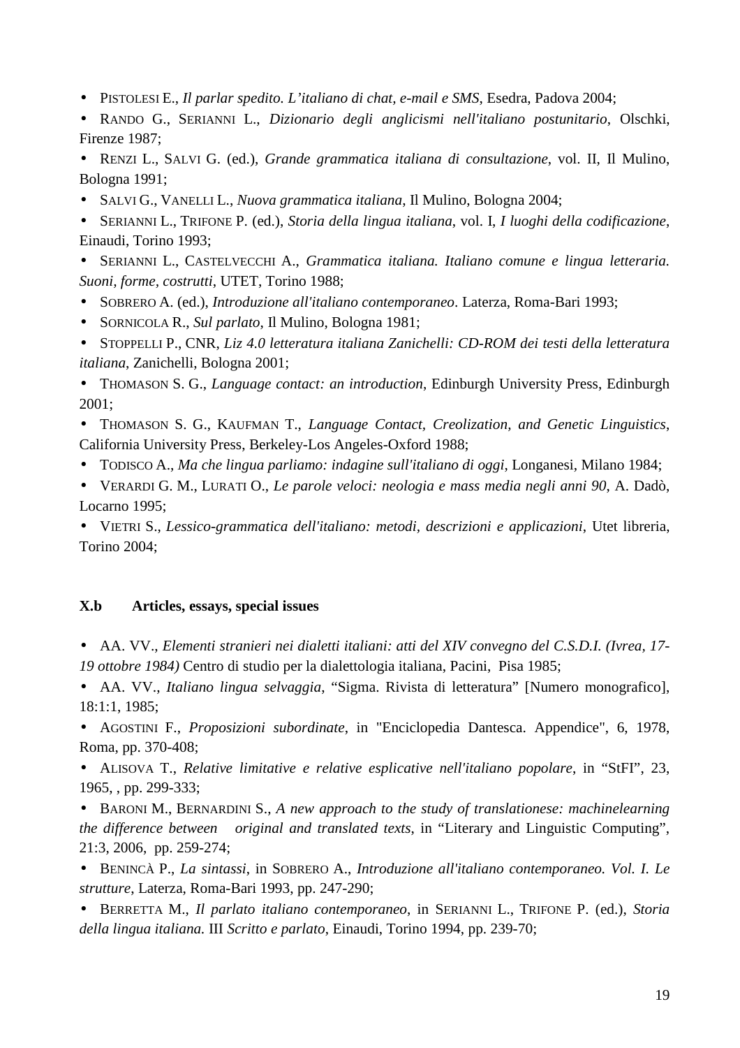- PISTOLESI E., *Il parlar spedito. L'italiano di chat, e-mail e SMS*, Esedra, Padova 2004;
- RANDO G., SERIANNI L., *Dizionario degli anglicismi nell'italiano postunitario*, Olschki, Firenze 1987;
- RENZI L., SALVI G. (ed.), *Grande grammatica italiana di consultazione*, vol. II, Il Mulino, Bologna 1991;
- SALVI G., VANELLI L., *Nuova grammatica italiana*, Il Mulino, Bologna 2004;
- SERIANNI L., TRIFONE P. (ed.), *Storia della lingua italiana*, vol. I, *I luoghi della codificazione*, Einaudi, Torino 1993;
- SERIANNI L., CASTELVECCHI A., *Grammatica italiana. Italiano comune e lingua letteraria. Suoni, forme, costrutti*, UTET, Torino 1988;
- SOBRERO A. (ed.), *Introduzione all'italiano contemporaneo*. Laterza, Roma-Bari 1993;
- SORNICOLA R., *Sul parlato*, Il Mulino, Bologna 1981;
- STOPPELLI P., CNR, *Liz 4.0 letteratura italiana Zanichelli: CD-ROM dei testi della letteratura italiana*, Zanichelli, Bologna 2001;
- THOMASON S. G., *Language contact: an introduction*, Edinburgh University Press, Edinburgh 2001;
- THOMASON S. G., KAUFMAN T., *Language Contact, Creolization, and Genetic Linguistics*, California University Press, Berkeley-Los Angeles-Oxford 1988;
- TODISCO A., *Ma che lingua parliamo: indagine sull'italiano di oggi*, Longanesi, Milano 1984;
- VERARDI G. M., LURATI O., *Le parole veloci: neologia e mass media negli anni 90*, A. Dadò, Locarno 1995;
- VIETRI S., *Lessico-grammatica dell'italiano: metodi, descrizioni e applicazioni*, Utet libreria, Torino 2004;

### X.b Articles, essays, special issues

- AA. VV., *Elementi stranieri nei dialetti italiani: atti del XIV convegno del C.S.D.I. (Ivrea, 17-19 ottobre 1984)* Centro di studio per la dialettologia italiana, Pacini, Pisa 1985;
- AA. VV., *Italiano lingua selvaggia*, "Sigma. Rivista di letteratura" [Numero monografico], 18:1:1, 1985;
- AGOSTINI F., *Proposizioni subordinate*, in "Enciclopedia Dantesca. Appendice", 6, 1978, Roma, pp. 370-408;
- ALISOVA T., *Relative limitative e relative esplicative nell'italiano popolare*, in "StFI", 23, 1965, , pp. 299-333;
- BARONI M., BERNARDINI S., *A new approach to the study of translationese: machinelearning the difference between original and translated texts*, in "Literary and Linguistic Computing", 21:3, 2006, pp. 259-274;
- BENINCÀ P., *La sintassi*, in SOBRERO A., *Introduzione all'italiano contemporaneo. Vol. I. Le strutture*, Laterza, Roma-Bari 1993, pp. 247-290;
- BERRETTA M., *Il parlato italiano contemporaneo*, in SERIANNI L., TRIFONE P. (ed.), *Storia della lingua italiana.* III *Scritto e parlato*, Einaudi, Torino 1994, pp. 239-70;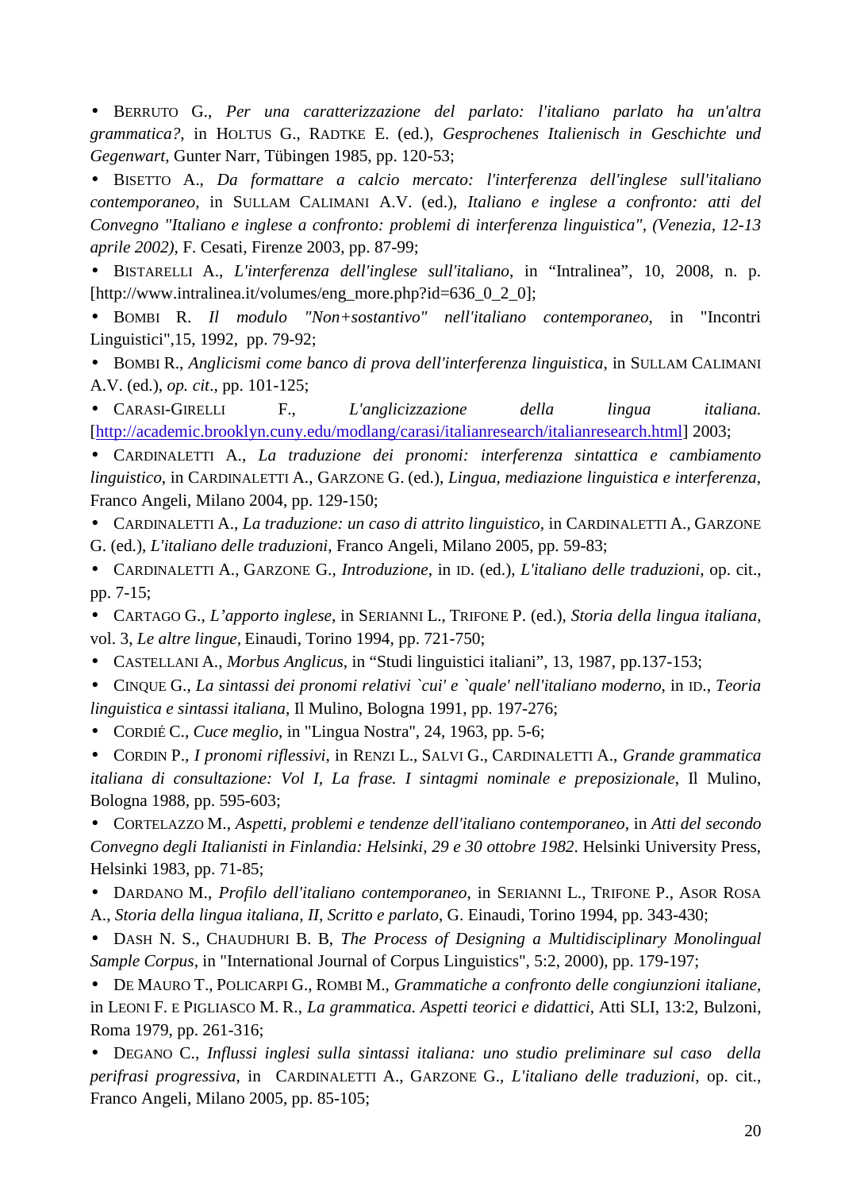- BERRUTO G., *Per una caratterizzazione del parlato: l'italiano parlato ha un'altra grammatica?*, in HOLTUS G., RADTKE E. (ed.), *Gesprochenes Italienisch in Geschichte und Gegenwart*, Gunter Narr, Tübingen 1985, pp. 120-53;
- BISETTO A., *Da formattare a calcio mercato: l'interferenza dell'inglese sull'italiano contemporaneo*, in SULLAM CALIMANI A.V. (ed.), *Italiano e inglese a confronto: atti del Convegno "Italiano e inglese a confronto: problemi di interferenza linguistica", (Venezia, 12-13 aprile 2002)*, F. Cesati, Firenze 2003, pp. 87-99;
- BISTARELLI A., *L'interferenza dell'inglese sull'italiano*, in "Intralinea", 10, 2008, n. p. [http://www.intralinea.it/volumes/eng_more.php?id=636_0_2_0];
- BOMBI R. *Il modulo "Non+sostantivo" nell'italiano contemporaneo*, in "Incontri Linguistici",15, 1992, pp. 79-92;
- BOMBI R., *Anglicismi come banco di prova dell'interferenza linguistica*, in SULLAM CALIMANI A.V. (ed.), *op. cit.*, pp. 101-125;
- CARASI-GIRELLI F., *L'anglicizzazione della lingua italiana.* [http://academic.brooklyn.cuny.edu/modlang/carasi/italianresearch/italianresearch.html] 2003;
- CARDINALETTI A., *La traduzione dei pronomi: interferenza sintattica e cambiamento linguistico*, in CARDINALETTI A., GARZONE G. (ed.), *Lingua, mediazione linguistica e interferenza*, Franco Angeli, Milano 2004, pp. 129-150;
- CARDINALETTI A., *La traduzione: un caso di attrito linguistico*, in CARDINALETTI A., GARZONE G. (ed.), *L'italiano delle traduzioni*, Franco Angeli, Milano 2005, pp. 59-83;
- CARDINALETTI A., GARZONE G., *Introduzione*, in ID. (ed.), *L'italiano delle traduzioni*, op. cit., pp. 7-15;
- CARTAGO G., *L'apporto inglese*, in SERIANNI L., TRIFONE P. (ed.), *Storia della lingua italiana*, vol. 3, *Le altre lingue*, Einaudi, Torino 1994, pp. 721-750;
- CASTELLANI A., *Morbus Anglicus*, in "Studi linguistici italiani", 13, 1987, pp.137-153;
- CINQUE G., *La sintassi dei pronomi relativi `cui' e `quale' nell'italiano moderno*, in ID., *Teoria linguistica e sintassi italiana*, Il Mulino, Bologna 1991, pp. 197-276;
- CORDIÉ C., *Cuce meglio*, in "Lingua Nostra", 24, 1963, pp. 5-6;
- CORDIN P., *I pronomi riflessivi*, in RENZI L., SALVI G., CARDINALETTI A., *Grande grammatica italiana di consultazione: Vol I, La frase. I sintagmi nominale e preposizionale*, Il Mulino, Bologna 1988, pp. 595-603;
- CORTELAZZO M., *Aspetti, problemi e tendenze dell'italiano contemporaneo*, in *Atti del secondo Convegno degli Italianisti in Finlandia: Helsinki, 29 e 30 ottobre 1982*. Helsinki University Press, Helsinki 1983, pp. 71-85;
- DARDANO M., *Profilo dell'italiano contemporaneo*, in SERIANNI L., TRIFONE P., ASOR ROSA A., *Storia della lingua italiana, II, Scritto e parlato*, G. Einaudi, Torino 1994, pp. 343-430;
- DASH N. S., CHAUDHURI B. B, *The Process of Designing a Multidisciplinary Monolingual Sample Corpus*, in "International Journal of Corpus Linguistics", 5:2, 2000), pp. 179-197;
- DE MAURO T., POLICARPI G., ROMBI M., *Grammatiche a confronto delle congiunzioni italiane*, in LEONI F. E PIGLIASCO M. R., *La grammatica. Aspetti teorici e didattici*, Atti SLI, 13:2, Bulzoni, Roma 1979, pp. 261-316;
- DEGANO C., *Influssi inglesi sulla sintassi italiana: uno studio preliminare sul caso della perifrasi progressiva*, in CARDINALETTI A., GARZONE G., *L'italiano delle traduzioni*, op. cit., Franco Angeli, Milano 2005, pp. 85-105;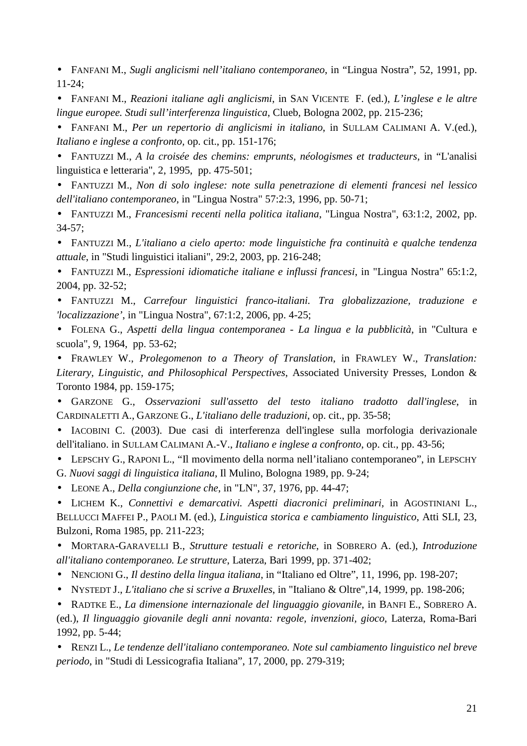- Fanfani M., *Sugli anglicismi nell'italiano contemporaneo*, in "Lingua Nostra", 52, 1991, pp. 11-24;
- Fanfani M., *Reazioni italiane agli anglicismi*, in San Vicente F. (ed.), *L'inglese e le altre lingue europee. Studi sull'interferenza linguistica*, Clueb, Bologna 2002, pp. 215-236;
- Fanfani M., *Per un repertorio di anglicismi in italiano*, in Sullam Calimani A. V.(ed.), *Italiano e inglese a confronto*, op. cit., pp. 151-176;
- Fantuzzi M., *A la croisée des chemins: emprunts, néologismes et traducteurs*, in "L'analisi linguistica e letteraria", 2, 1995, pp. 475-501;
- Fantuzzi M., *Non di solo inglese: note sulla penetrazione di elementi francesi nel lessico dell'italiano contemporaneo*, in "Lingua Nostra" 57:2:3, 1996, pp. 50-71;
- Fantuzzi M., *Francesismi recenti nella politica italiana*, "Lingua Nostra", 63:1:2, 2002, pp. 34-57;
- Fantuzzi M., *L'italiano a cielo aperto: mode linguistiche fra continuità e qualche tendenza attuale*, in "Studi linguistici italiani", 29:2, 2003, pp. 216-248;
- Fantuzzi M., *Espressioni idiomatiche italiane e influssi francesi*, in "Lingua Nostra" 65:1:2, 2004, pp. 32-52;
- Fantuzzi M., *Carrefour linguistici franco-italiani. Tra globalizzazione, traduzione e 'localizzazione'*, in "Lingua Nostra", 67:1:2, 2006, pp. 4-25;
- Folena G., *Aspetti della lingua contemporanea - La lingua e la pubblicità*, in "Cultura e scuola", 9, 1964, pp. 53-62;
- Frawley W., *Prolegomenon to a Theory of Translation*, in Frawley W., *Translation: Literary, Linguistic, and Philosophical Perspectives*, Associated University Presses, London & Toronto 1984, pp. 159-175;
- Garzone G., *Osservazioni sull'assetto del testo italiano tradotto dall'inglese*, in Cardinaletti A., Garzone G., *L'italiano delle traduzioni*, op. cit., pp. 35-58;
- Iacobini C. (2003). Due casi di interferenza dell'inglese sulla morfologia derivazionale dell'italiano. in Sullam Calimani A.-V., *Italiano e inglese a confronto*, op. cit., pp. 43-56;
- Lepschy G., Raponi L., "Il movimento della norma nell'italiano contemporaneo", in Lepschy G. *Nuovi saggi di linguistica italiana*, Il Mulino, Bologna 1989, pp. 9-24;
- Leone A., *Della congiunzione che*, in "LN", 37, 1976, pp. 44-47;
- Lichem K., *Connettivi e demarcativi. Aspetti diacronici preliminari*, in Agostiniani L., Bellucci Maffei P., Paoli M. (ed.), *Linguistica storica e cambiamento linguistico*, Atti SLI, 23, Bulzoni, Roma 1985, pp. 211-223;
- Mortara-Garavelli B., *Strutture testuali e retoriche*, in Sobrero A. (ed.), *Introduzione all'italiano contemporaneo. Le strutture*, Laterza, Bari 1999, pp. 371-402;
- Nencioni G., *Il destino della lingua italiana*, in "Italiano ed Oltre", 11, 1996, pp. 198-207;
- Nystedt J., *L'italiano che si scrive a Bruxelles*, in "Italiano & Oltre",14, 1999, pp. 198-206;
- Radtke E., *La dimensione internazionale del linguaggio giovanile*, in Banfi E., Sobrero A. (ed.), *Il linguaggio giovanile degli anni novanta: regole, invenzioni, gioco*, Laterza, Roma-Bari 1992, pp. 5-44;
- Renzi L., *Le tendenze dell'italiano contemporaneo. Note sul cambiamento linguistico nel breve periodo*, in "Studi di Lessicografia Italiana", 17, 2000, pp. 279-319;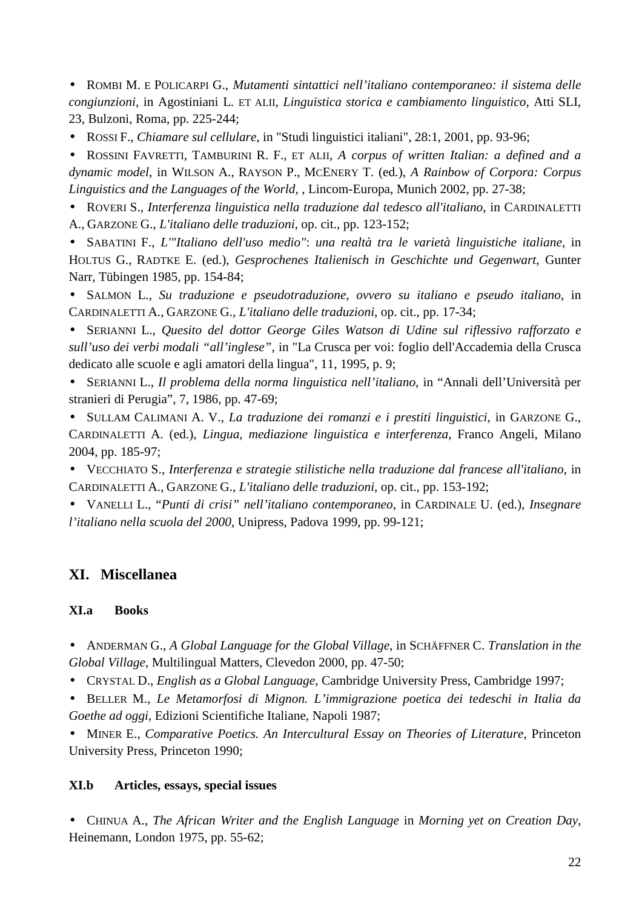- ROMBI M. E POLICARPI G., *Mutamenti sintattici nell'italiano contemporaneo: il sistema delle congiunzioni*, in Agostiniani L. ET ALII, *Linguistica storica e cambiamento linguistico*, Atti SLI, 23, Bulzoni, Roma, pp. 225-244;
- ROSSI F., *Chiamare sul cellulare*, in "Studi linguistici italiani", 28:1, 2001, pp. 93-96;
- ROSSINI FAVRETTI, TAMBURINI R. F., ET ALII, *A corpus of written Italian: a defined and a dynamic model*, in WILSON A., RAYSON P., MCENERY T. (ed.), *A Rainbow of Corpora: Corpus Linguistics and the Languages of the World*, , Lincom-Europa, Munich 2002, pp. 27-38;
- ROVERI S., *Interferenza linguistica nella traduzione dal tedesco all'italiano*, in CARDINALETTI A., GARZONE G., *L'italiano delle traduzioni*, op. cit., pp. 123-152;
- SABATINI F., *L'"Italiano dell'uso medio": una realtà tra le varietà linguistiche italiane*, in HOLTUS G., RADTKE E. (ed.), *Gesprochenes Italienisch in Geschichte und Gegenwart*, Gunter Narr, Tübingen 1985, pp. 154-84;
- SALMON L., *Su traduzione e pseudotraduzione, ovvero su italiano e pseudo italiano*, in CARDINALETTI A., GARZONE G., *L'italiano delle traduzioni*, op. cit., pp. 17-34;
- SERIANNI L., *Quesito del dottor George Giles Watson di Udine sul riflessivo rafforzato e sull'uso dei verbi modali "all'inglese"*, in "La Crusca per voi: foglio dell'Accademia della Crusca dedicato alle scuole e agli amatori della lingua", 11, 1995, p. 9;
- SERIANNI L., *Il problema della norma linguistica nell'italiano*, in "Annali dell'Università per stranieri di Perugia", 7, 1986, pp. 47-69;
- SULLAM CALIMANI A. V., *La traduzione dei romanzi e i prestiti linguistici*, in GARZONE G., CARDINALETTI A. (ed.), *Lingua, mediazione linguistica e interferenza*, Franco Angeli, Milano 2004, pp. 185-97;
- VECCHIATO S., *Interferenza e strategie stilistiche nella traduzione dal francese all'italiano*, in CARDINALETTI A., GARZONE G., *L'italiano delle traduzioni*, op. cit., pp. 153-192;
- VANELLI L., "*Punti di crisi" nell'italiano contemporaneo*, in CARDINALE U. (ed.), *Insegnare l'italiano nella scuola del 2000*, Unipress, Padova 1999, pp. 99-121;

## XI. Miscellanea

### XI.a Books

- ANDERMAN G., *A Global Language for the Global Village*, in SCHÄFFNER C. *Translation in the Global Village*, Multilingual Matters, Clevedon 2000, pp. 47-50;
- CRYSTAL D., *English as a Global Language*, Cambridge University Press, Cambridge 1997;
- BELLER M., *Le Metamorfosi di Mignon. L'immigrazione poetica dei tedeschi in Italia da Goethe ad oggi*, Edizioni Scientifiche Italiane, Napoli 1987;
- MINER E., *Comparative Poetics. An Intercultural Essay on Theories of Literature*, Princeton University Press, Princeton 1990;

### XI.b Articles, essays, special issues

- CHINUA A., *The African Writer and the English Language* in *Morning yet on Creation Day*, Heinemann, London 1975, pp. 55-62;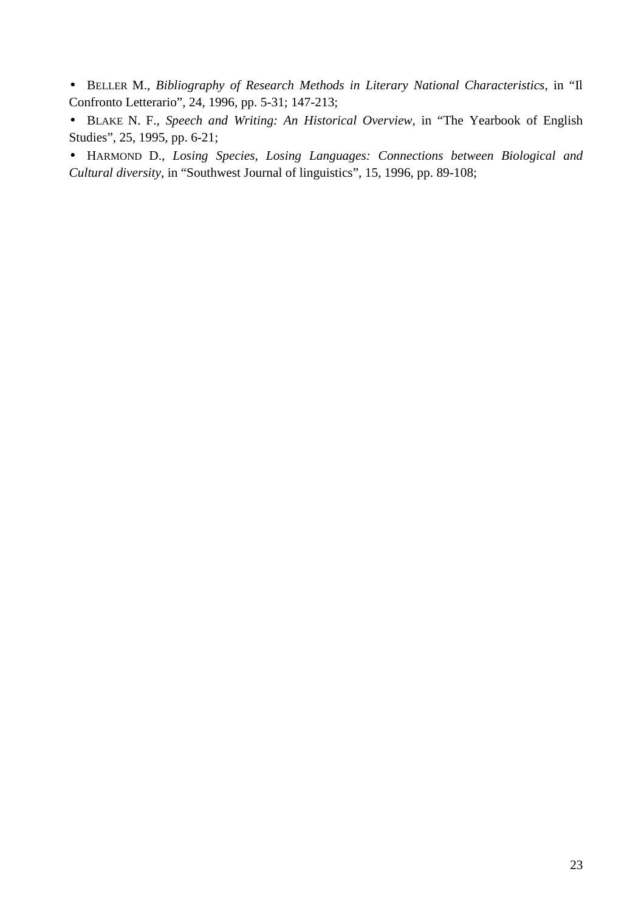- BELLER M., *Bibliography of Research Methods in Literary National Characteristics*, in “Il Confronto Letterario”, 24, 1996, pp. 5-31; 147-213;
- BLAKE N. F., *Speech and Writing: An Historical Overview*, in “The Yearbook of English Studies”, 25, 1995, pp. 6-21;
- HARMOND D., *Losing Species, Losing Languages: Connections between Biological and Cultural diversity*, in “Southwest Journal of linguistics”, 15, 1996, pp. 89-108;